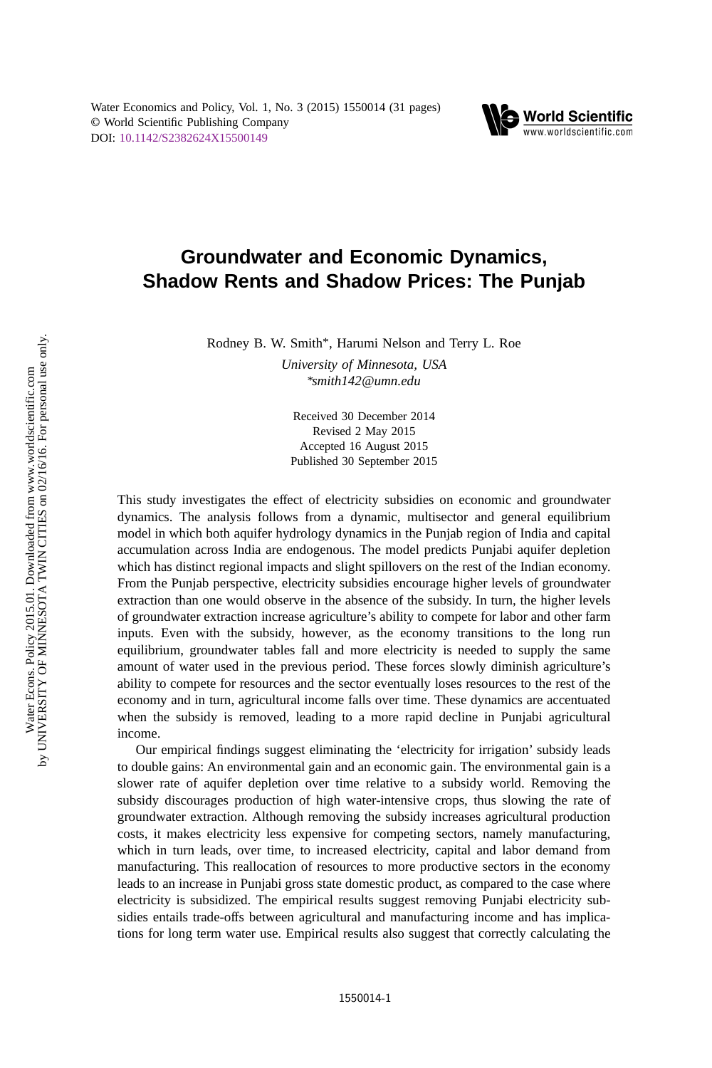# Groundwater and Economic Dynamics, Shadow Rents and Shadow Prices: The Punjab

Rodney B. W. Smith*, Harumi Nelson and Terry L. Roe

*University of Minnesota, USA*
*\*smith142@umn.edu*

Received 30 December 2014
Revised 2 May 2015
Accepted 16 August 2015
Published 30 September 2015

This study investigates the effect of electricity subsidies on economic and groundwater dynamics. The analysis follows from a dynamic, multisector and general equilibrium model in which both aquifer hydrology dynamics in the Punjab region of India and capital accumulation across India are endogenous. The model predicts Punjabi aquifer depletion which has distinct regional impacts and slight spillovers on the rest of the Indian economy. From the Punjab perspective, electricity subsidies encourage higher levels of groundwater extraction than one would observe in the absence of the subsidy. In turn, the higher levels of groundwater extraction increase agriculture's ability to compete for labor and other farm inputs. Even with the subsidy, however, as the economy transitions to the long run equilibrium, groundwater tables fall and more electricity is needed to supply the same amount of water used in the previous period. These forces slowly diminish agriculture's ability to compete for resources and the sector eventually loses resources to the rest of the economy and in turn, agricultural income falls over time. These dynamics are accentuated when the subsidy is removed, leading to a more rapid decline in Punjabi agricultural income.

Our empirical findings suggest eliminating the 'electricity for irrigation' subsidy leads to double gains: An environmental gain and an economic gain. The environmental gain is a slower rate of aquifer depletion over time relative to a subsidy world. Removing the subsidy discourages production of high water-intensive crops, thus slowing the rate of groundwater extraction. Although removing the subsidy increases agricultural production costs, it makes electricity less expensive for competing sectors, namely manufacturing, which in turn leads, over time, to increased electricity, capital and labor demand from manufacturing. This reallocation of resources to more productive sectors in the economy leads to an increase in Punjabi gross state domestic product, as compared to the case where electricity is subsidized. The empirical results suggest removing Punjabi electricity subsidies entails trade-offs between agricultural and manufacturing income and has implications for long term water use. Empirical results also suggest that correctly calculating the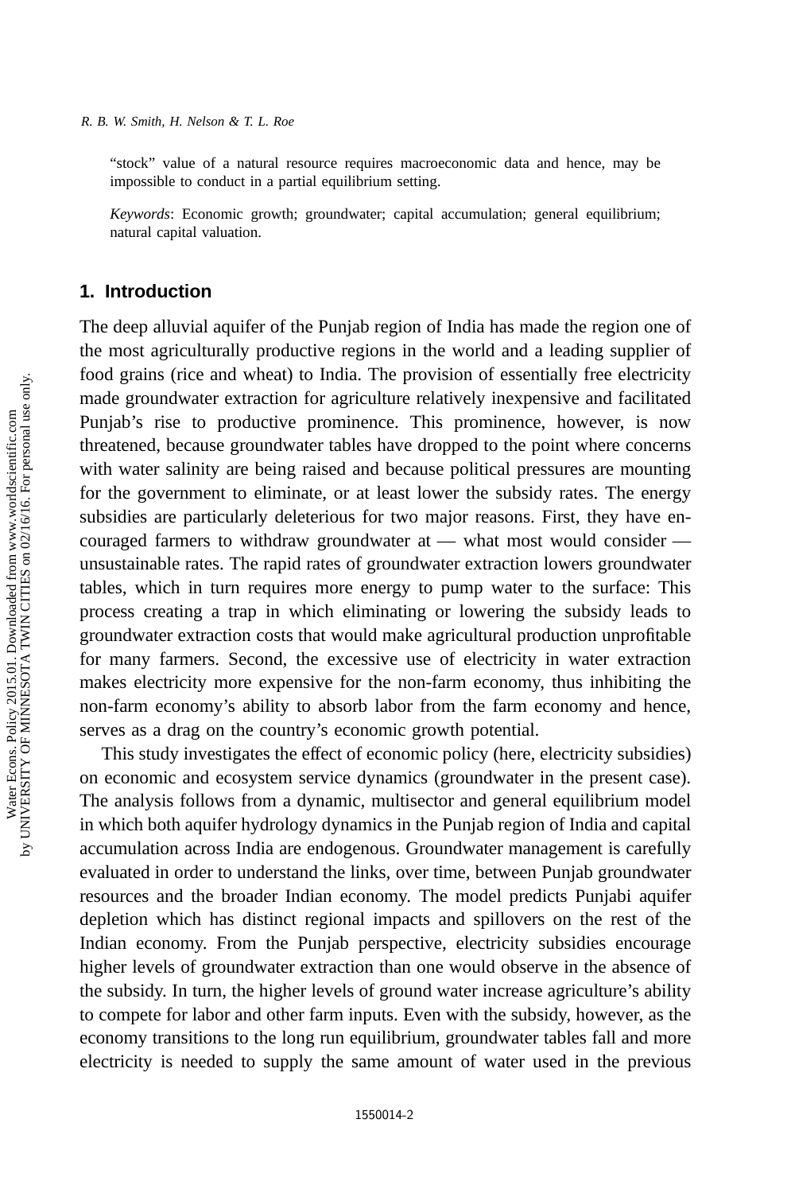"stock" value of a natural resource requires macroeconomic data and hence, may be impossible to conduct in a partial equilibrium setting.

*Keywords*: Economic growth; groundwater; capital accumulation; general equilibrium; natural capital valuation.

## 1. Introduction

The deep alluvial aquifer of the Punjab region of India has made the region one of the most agriculturally productive regions in the world and a leading supplier of food grains (rice and wheat) to India. The provision of essentially free electricity made groundwater extraction for agriculture relatively inexpensive and facilitated Punjab's rise to productive prominence. This prominence, however, is now threatened, because groundwater tables have dropped to the point where concerns with water salinity are being raised and because political pressures are mounting for the government to eliminate, or at least lower the subsidy rates. The energy subsidies are particularly deleterious for two major reasons. First, they have encouraged farmers to withdraw groundwater at — what most would consider — unsustainable rates. The rapid rates of groundwater extraction lowers groundwater tables, which in turn requires more energy to pump water to the surface: This process creating a trap in which eliminating or lowering the subsidy leads to groundwater extraction costs that would make agricultural production unprofitable for many farmers. Second, the excessive use of electricity in water extraction makes electricity more expensive for the non-farm economy, thus inhibiting the non-farm economy's ability to absorb labor from the farm economy and hence, serves as a drag on the country's economic growth potential.

This study investigates the effect of economic policy (here, electricity subsidies) on economic and ecosystem service dynamics (groundwater in the present case). The analysis follows from a dynamic, multisector and general equilibrium model in which both aquifer hydrology dynamics in the Punjab region of India and capital accumulation across India are endogenous. Groundwater management is carefully evaluated in order to understand the links, over time, between Punjab groundwater resources and the broader Indian economy. The model predicts Punjabi aquifer depletion which has distinct regional impacts and spillovers on the rest of the Indian economy. From the Punjab perspective, electricity subsidies encourage higher levels of groundwater extraction than one would observe in the absence of the subsidy. In turn, the higher levels of ground water increase agriculture's ability to compete for labor and other farm inputs. Even with the subsidy, however, as the economy transitions to the long run equilibrium, groundwater tables fall and more electricity is needed to supply the same amount of water used in the previous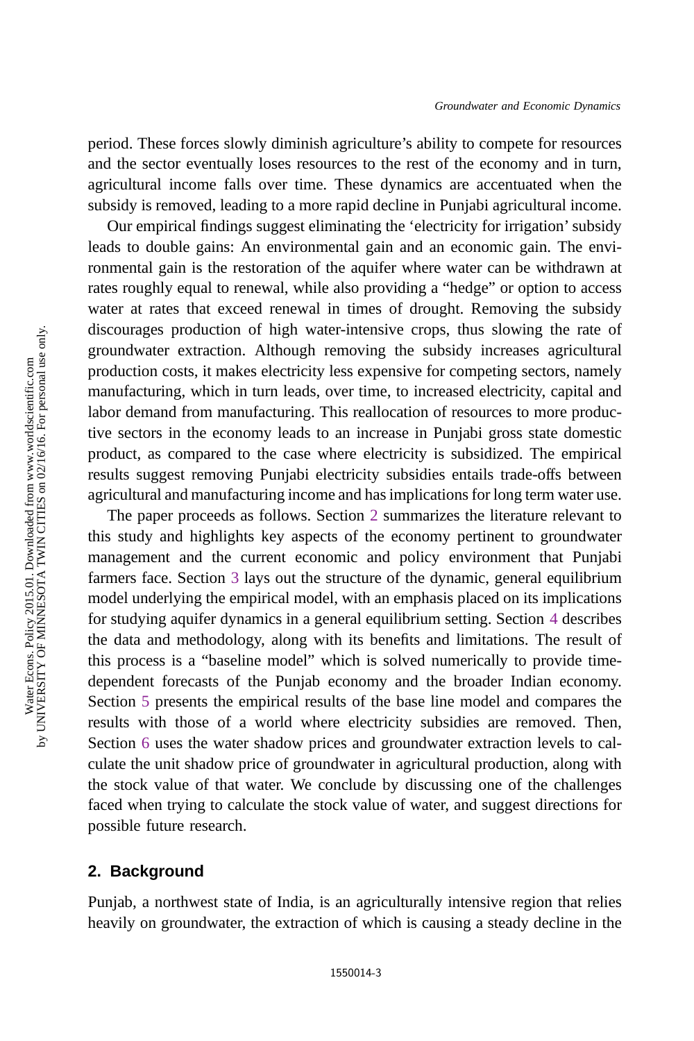period. These forces slowly diminish agriculture's ability to compete for resources and the sector eventually loses resources to the rest of the economy and in turn, agricultural income falls over time. These dynamics are accentuated when the subsidy is removed, leading to a more rapid decline in Punjabi agricultural income.

Our empirical findings suggest eliminating the 'electricity for irrigation' subsidy leads to double gains: An environmental gain and an economic gain. The environmental gain is the restoration of the aquifer where water can be withdrawn at rates roughly equal to renewal, while also providing a "hedge" or option to access water at rates that exceed renewal in times of drought. Removing the subsidy discourages production of high water-intensive crops, thus slowing the rate of groundwater extraction. Although removing the subsidy increases agricultural production costs, it makes electricity less expensive for competing sectors, namely manufacturing, which in turn leads, over time, to increased electricity, capital and labor demand from manufacturing. This reallocation of resources to more productive sectors in the economy leads to an increase in Punjabi gross state domestic product, as compared to the case where electricity is subsidized. The empirical results suggest removing Punjabi electricity subsidies entails trade-offs between agricultural and manufacturing income and has implications for long term water use.

The paper proceeds as follows. Section 2 summarizes the literature relevant to this study and highlights key aspects of the economy pertinent to groundwater management and the current economic and policy environment that Punjabi farmers face. Section 3 lays out the structure of the dynamic, general equilibrium model underlying the empirical model, with an emphasis placed on its implications for studying aquifer dynamics in a general equilibrium setting. Section 4 describes the data and methodology, along with its benefits and limitations. The result of this process is a "baseline model" which is solved numerically to provide time-dependent forecasts of the Punjab economy and the broader Indian economy. Section 5 presents the empirical results of the base line model and compares the results with those of a world where electricity subsidies are removed. Then, Section 6 uses the water shadow prices and groundwater extraction levels to calculate the unit shadow price of groundwater in agricultural production, along with the stock value of that water. We conclude by discussing one of the challenges faced when trying to calculate the stock value of water, and suggest directions for possible future research.

## 2. Background

Punjab, a northwest state of India, is an agriculturally intensive region that relies heavily on groundwater, the extraction of which is causing a steady decline in the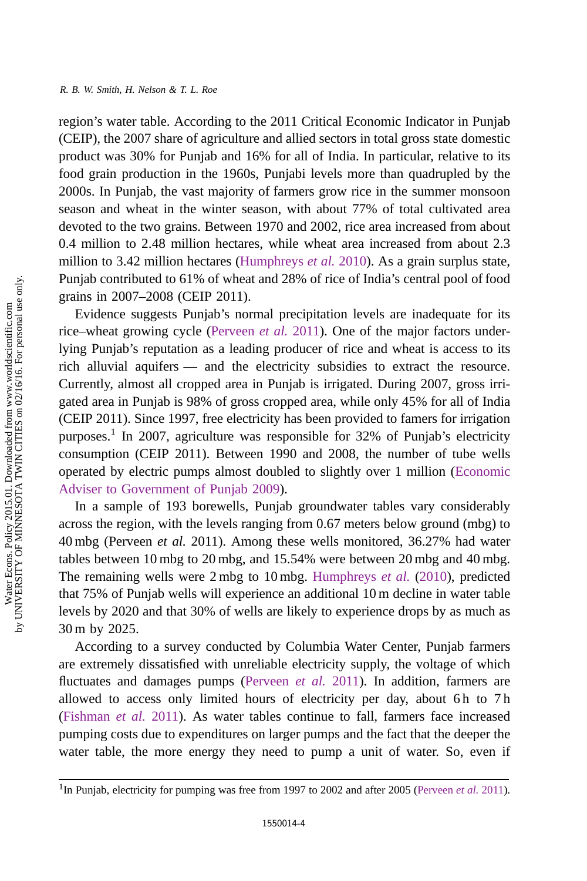region's water table. According to the 2011 Critical Economic Indicator in Punjab (CEIP), the 2007 share of agriculture and allied sectors in total gross state domestic product was 30% for Punjab and 16% for all of India. In particular, relative to its food grain production in the 1960s, Punjabi levels more than quadrupled by the 2000s. In Punjab, the vast majority of farmers grow rice in the summer monsoon season and wheat in the winter season, with about 77% of total cultivated area devoted to the two grains. Between 1970 and 2002, rice area increased from about 0.4 million to 2.48 million hectares, while wheat area increased from about 2.3 million to 3.42 million hectares (Humphreys *et al.* 2010). As a grain surplus state, Punjab contributed to 61% of wheat and 28% of rice of India's central pool of food grains in 2007–2008 (CEIP 2011).

Evidence suggests Punjab's normal precipitation levels are inadequate for its rice–wheat growing cycle (Perveen *et al.* 2011). One of the major factors underlying Punjab's reputation as a leading producer of rice and wheat is access to its rich alluvial aquifers — and the electricity subsidies to extract the resource. Currently, almost all cropped area in Punjab is irrigated. During 2007, gross irrigated area in Punjab is 98% of gross cropped area, while only 45% for all of India (CEIP 2011). Since 1997, free electricity has been provided to famers for irrigation purposes.[1] In 2007, agriculture was responsible for 32% of Punjab's electricity consumption (CEIP 2011). Between 1990 and 2008, the number of tube wells operated by electric pumps almost doubled to slightly over 1 million (Economic Adviser to Government of Punjab 2009).

In a sample of 193 borewells, Punjab groundwater tables vary considerably across the region, with the levels ranging from 0.67 meters below ground (mbg) to 40 mbg (Perveen *et al.* 2011). Among these wells monitored, 36.27% had water tables between 10 mbg to 20 mbg, and 15.54% were between 20 mbg and 40 mbg. The remaining wells were 2 mbg to 10 mbg. Humphreys *et al.* (2010), predicted that 75% of Punjab wells will experience an additional 10 m decline in water table levels by 2020 and that 30% of wells are likely to experience drops by as much as 30 m by 2025.

According to a survey conducted by Columbia Water Center, Punjab farmers are extremely dissatisfied with unreliable electricity supply, the voltage of which fluctuates and damages pumps (Perveen *et al.* 2011). In addition, farmers are allowed to access only limited hours of electricity per day, about 6 h to 7 h (Fishman *et al.* 2011). As water tables continue to fall, farmers face increased pumping costs due to expenditures on larger pumps and the fact that the deeper the water table, the more energy they need to pump a unit of water. So, even if

---

[1] In Punjab, electricity for pumping was free from 1997 to 2002 and after 2005 (Perveen *et al.* 2011).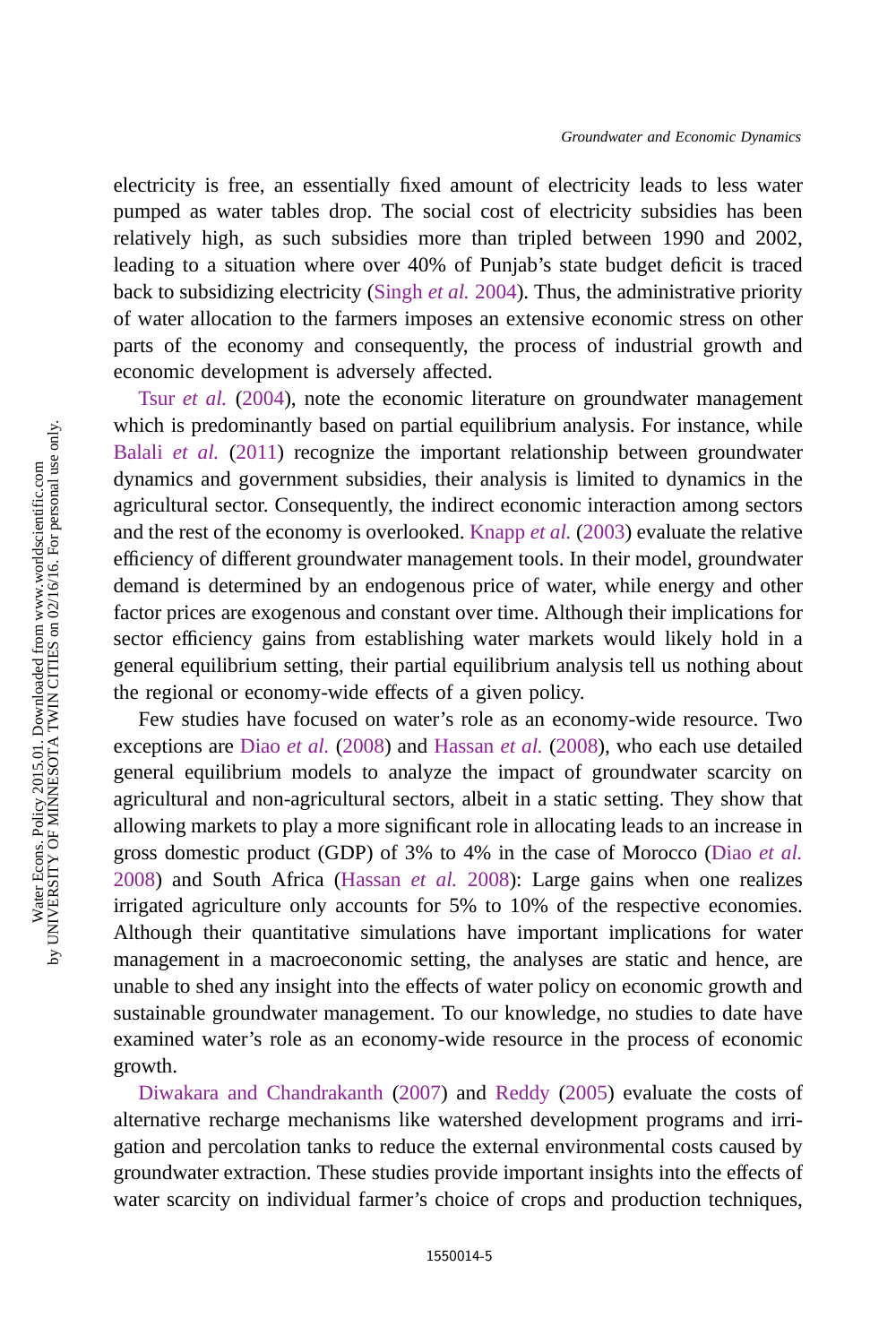electricity is free, an essentially fixed amount of electricity leads to less water pumped as water tables drop. The social cost of electricity subsidies has been relatively high, as such subsidies more than tripled between 1990 and 2002, leading to a situation where over 40% of Punjab's state budget deficit is traced back to subsidizing electricity (Singh *et al.* 2004). Thus, the administrative priority of water allocation to the farmers imposes an extensive economic stress on other parts of the economy and consequently, the process of industrial growth and economic development is adversely affected.

Tsur *et al.* (2004), note the economic literature on groundwater management which is predominantly based on partial equilibrium analysis. For instance, while Balali *et al.* (2011) recognize the important relationship between groundwater dynamics and government subsidies, their analysis is limited to dynamics in the agricultural sector. Consequently, the indirect economic interaction among sectors and the rest of the economy is overlooked. Knapp *et al.* (2003) evaluate the relative efficiency of different groundwater management tools. In their model, groundwater demand is determined by an endogenous price of water, while energy and other factor prices are exogenous and constant over time. Although their implications for sector efficiency gains from establishing water markets would likely hold in a general equilibrium setting, their partial equilibrium analysis tell us nothing about the regional or economy-wide effects of a given policy.

Few studies have focused on water's role as an economy-wide resource. Two exceptions are Diao *et al.* (2008) and Hassan *et al.* (2008), who each use detailed general equilibrium models to analyze the impact of groundwater scarcity on agricultural and non-agricultural sectors, albeit in a static setting. They show that allowing markets to play a more significant role in allocating leads to an increase in gross domestic product (GDP) of 3% to 4% in the case of Morocco (Diao *et al.* 2008) and South Africa (Hassan *et al.* 2008): Large gains when one realizes irrigated agriculture only accounts for 5% to 10% of the respective economies. Although their quantitative simulations have important implications for water management in a macroeconomic setting, the analyses are static and hence, are unable to shed any insight into the effects of water policy on economic growth and sustainable groundwater management. To our knowledge, no studies to date have examined water's role as an economy-wide resource in the process of economic growth.

Diwakara and Chandrakanth (2007) and Reddy (2005) evaluate the costs of alternative recharge mechanisms like watershed development programs and irrigation and percolation tanks to reduce the external environmental costs caused by groundwater extraction. These studies provide important insights into the effects of water scarcity on individual farmer's choice of crops and production techniques,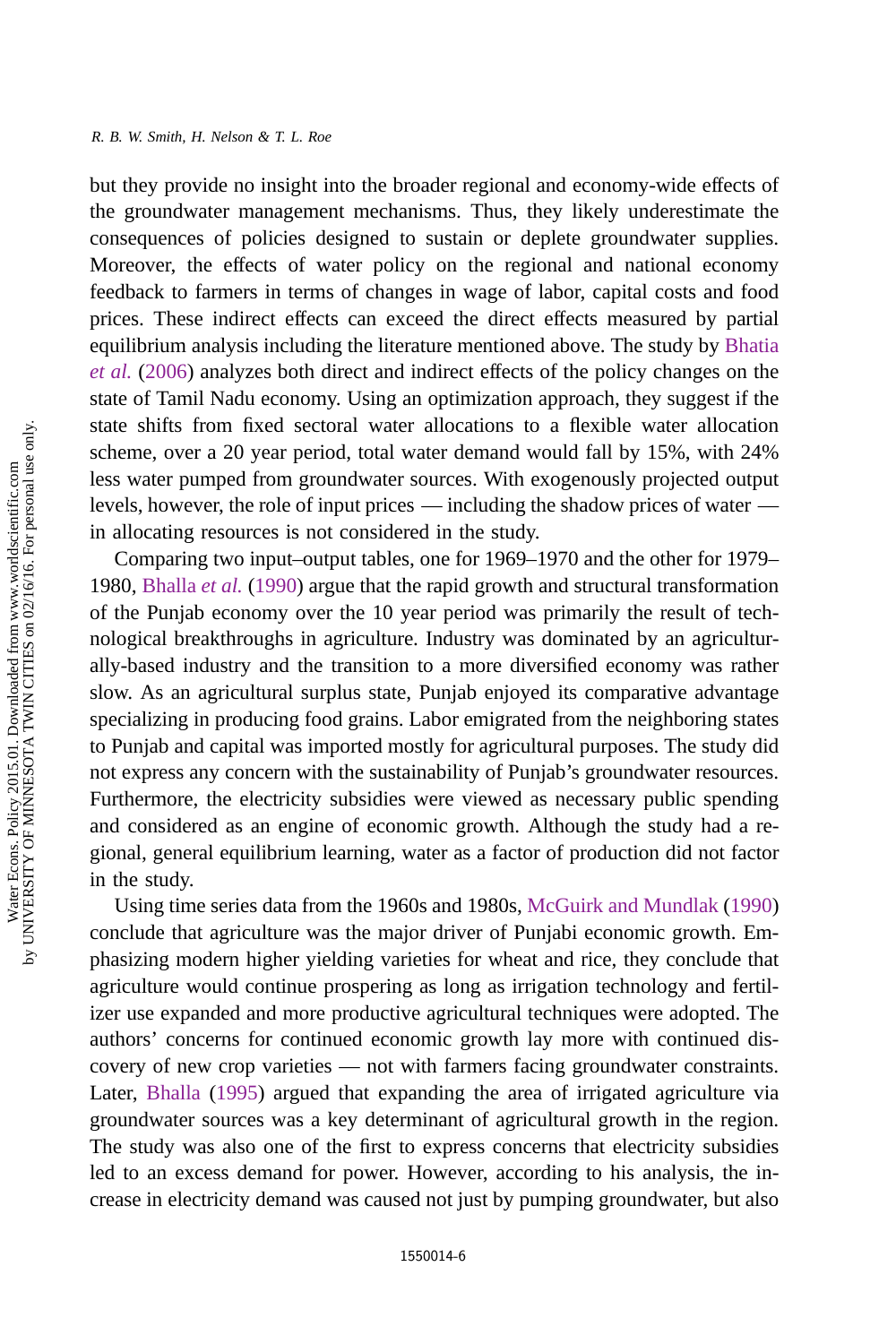but they provide no insight into the broader regional and economy-wide effects of the groundwater management mechanisms. Thus, they likely underestimate the consequences of policies designed to sustain or deplete groundwater supplies. Moreover, the effects of water policy on the regional and national economy feedback to farmers in terms of changes in wage of labor, capital costs and food prices. These indirect effects can exceed the direct effects measured by partial equilibrium analysis including the literature mentioned above. The study by Bhatia *et al.* (2006) analyzes both direct and indirect effects of the policy changes on the state of Tamil Nadu economy. Using an optimization approach, they suggest if the state shifts from fixed sectoral water allocations to a flexible water allocation scheme, over a 20 year period, total water demand would fall by 15%, with 24% less water pumped from groundwater sources. With exogenously projected output levels, however, the role of input prices — including the shadow prices of water — in allocating resources is not considered in the study.

Comparing two input–output tables, one for 1969–1970 and the other for 1979–1980, Bhalla *et al.* (1990) argue that the rapid growth and structural transformation of the Punjab economy over the 10 year period was primarily the result of technological breakthroughs in agriculture. Industry was dominated by an agriculturally-based industry and the transition to a more diversified economy was rather slow. As an agricultural surplus state, Punjab enjoyed its comparative advantage specializing in producing food grains. Labor emigrated from the neighboring states to Punjab and capital was imported mostly for agricultural purposes. The study did not express any concern with the sustainability of Punjab's groundwater resources. Furthermore, the electricity subsidies were viewed as necessary public spending and considered as an engine of economic growth. Although the study had a regional, general equilibrium learning, water as a factor of production did not factor in the study.

Using time series data from the 1960s and 1980s, McGuirk and Mundlak (1990) conclude that agriculture was the major driver of Punjabi economic growth. Emphasizing modern higher yielding varieties for wheat and rice, they conclude that agriculture would continue prospering as long as irrigation technology and fertilizer use expanded and more productive agricultural techniques were adopted. The authors' concerns for continued economic growth lay more with continued discovery of new crop varieties — not with farmers facing groundwater constraints. Later, Bhalla (1995) argued that expanding the area of irrigated agriculture via groundwater sources was a key determinant of agricultural growth in the region. The study was also one of the first to express concerns that electricity subsidies led to an excess demand for power. However, according to his analysis, the increase in electricity demand was caused not just by pumping groundwater, but also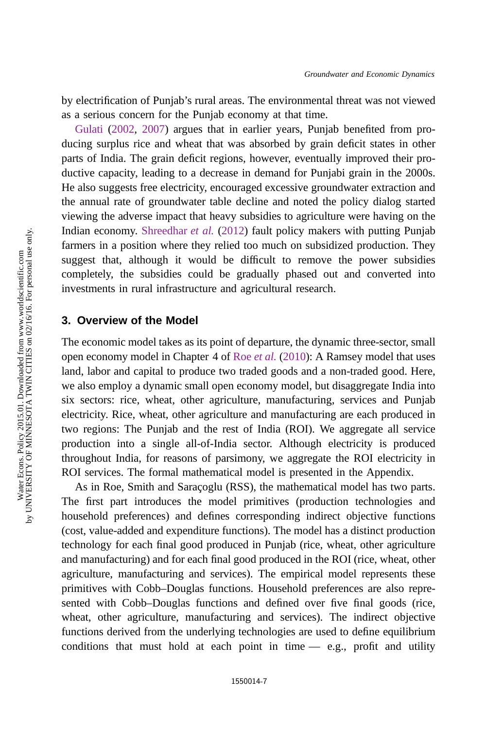by electrification of Punjab's rural areas. The environmental threat was not viewed as a serious concern for the Punjab economy at that time.

Gulati (2002, 2007) argues that in earlier years, Punjab benefited from producing surplus rice and wheat that was absorbed by grain deficit states in other parts of India. The grain deficit regions, however, eventually improved their productive capacity, leading to a decrease in demand for Punjabi grain in the 2000s. He also suggests free electricity, encouraged excessive groundwater extraction and the annual rate of groundwater table decline and noted the policy dialog started viewing the adverse impact that heavy subsidies to agriculture were having on the Indian economy. Shreedhar *et al.* (2012) fault policy makers with putting Punjab farmers in a position where they relied too much on subsidized production. They suggest that, although it would be difficult to remove the power subsidies completely, the subsidies could be gradually phased out and converted into investments in rural infrastructure and agricultural research.

## 3. Overview of the Model

The economic model takes as its point of departure, the dynamic three-sector, small open economy model in Chapter 4 of Roe *et al.* (2010): A Ramsey model that uses land, labor and capital to produce two traded goods and a non-traded good. Here, we also employ a dynamic small open economy model, but disaggregate India into six sectors: rice, wheat, other agriculture, manufacturing, services and Punjab electricity. Rice, wheat, other agriculture and manufacturing are each produced in two regions: The Punjab and the rest of India (ROI). We aggregate all service production into a single all-of-India sector. Although electricity is produced throughout India, for reasons of parsimony, we aggregate the ROI electricity in ROI services. The formal mathematical model is presented in the Appendix.

As in Roe, Smith and Saraçoglu (RSS), the mathematical model has two parts. The first part introduces the model primitives (production technologies and household preferences) and defines corresponding indirect objective functions (cost, value-added and expenditure functions). The model has a distinct production technology for each final good produced in Punjab (rice, wheat, other agriculture and manufacturing) and for each final good produced in the ROI (rice, wheat, other agriculture, manufacturing and services). The empirical model represents these primitives with Cobb–Douglas functions. Household preferences are also represented with Cobb–Douglas functions and defined over five final goods (rice, wheat, other agriculture, manufacturing and services). The indirect objective functions derived from the underlying technologies are used to define equilibrium conditions that must hold at each point in time — e.g., profit and utility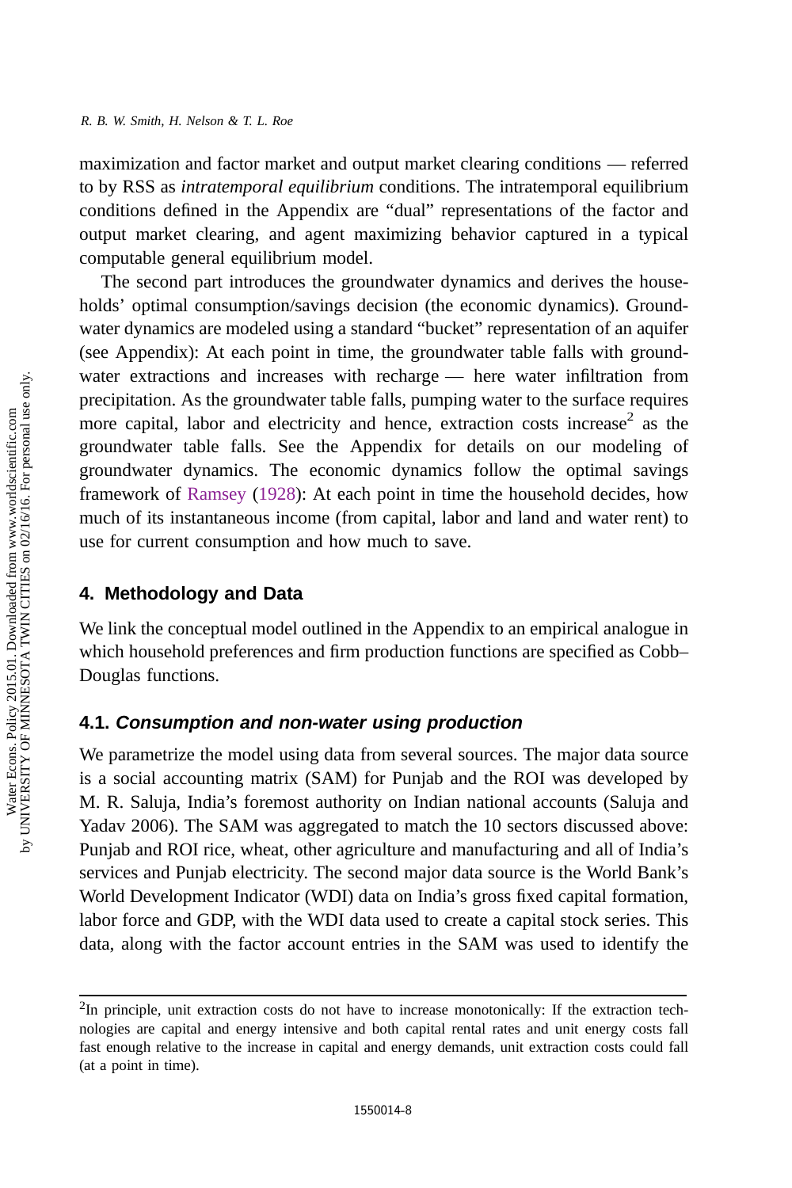maximization and factor market and output market clearing conditions — referred to by RSS as *intratemporal equilibrium* conditions. The intratemporal equilibrium conditions defined in the Appendix are "dual" representations of the factor and output market clearing, and agent maximizing behavior captured in a typical computable general equilibrium model.

The second part introduces the groundwater dynamics and derives the households' optimal consumption/savings decision (the economic dynamics). Groundwater dynamics are modeled using a standard "bucket" representation of an aquifer (see Appendix): At each point in time, the groundwater table falls with groundwater extractions and increases with recharge — here water infiltration from precipitation. As the groundwater table falls, pumping water to the surface requires more capital, labor and electricity and hence, extraction costs increase[2] as the groundwater table falls. See the Appendix for details on our modeling of groundwater dynamics. The economic dynamics follow the optimal savings framework of Ramsey (1928): At each point in time the household decides, how much of its instantaneous income (from capital, labor and land and water rent) to use for current consumption and how much to save.

## 4. Methodology and Data

We link the conceptual model outlined in the Appendix to an empirical analogue in which household preferences and firm production functions are specified as Cobb–Douglas functions.

### 4.1. *Consumption and non-water using production*

We parametrize the model using data from several sources. The major data source is a social accounting matrix (SAM) for Punjab and the ROI was developed by M. R. Saluja, India's foremost authority on Indian national accounts (Saluja and Yadav 2006). The SAM was aggregated to match the 10 sectors discussed above: Punjab and ROI rice, wheat, other agriculture and manufacturing and all of India's services and Punjab electricity. The second major data source is the World Bank's World Development Indicator (WDI) data on India's gross fixed capital formation, labor force and GDP, with the WDI data used to create a capital stock series. This data, along with the factor account entries in the SAM was used to identify the

---

[2]In principle, unit extraction costs do not have to increase monotonically: If the extraction technologies are capital and energy intensive and both capital rental rates and unit energy costs fall fast enough relative to the increase in capital and energy demands, unit extraction costs could fall (at a point in time).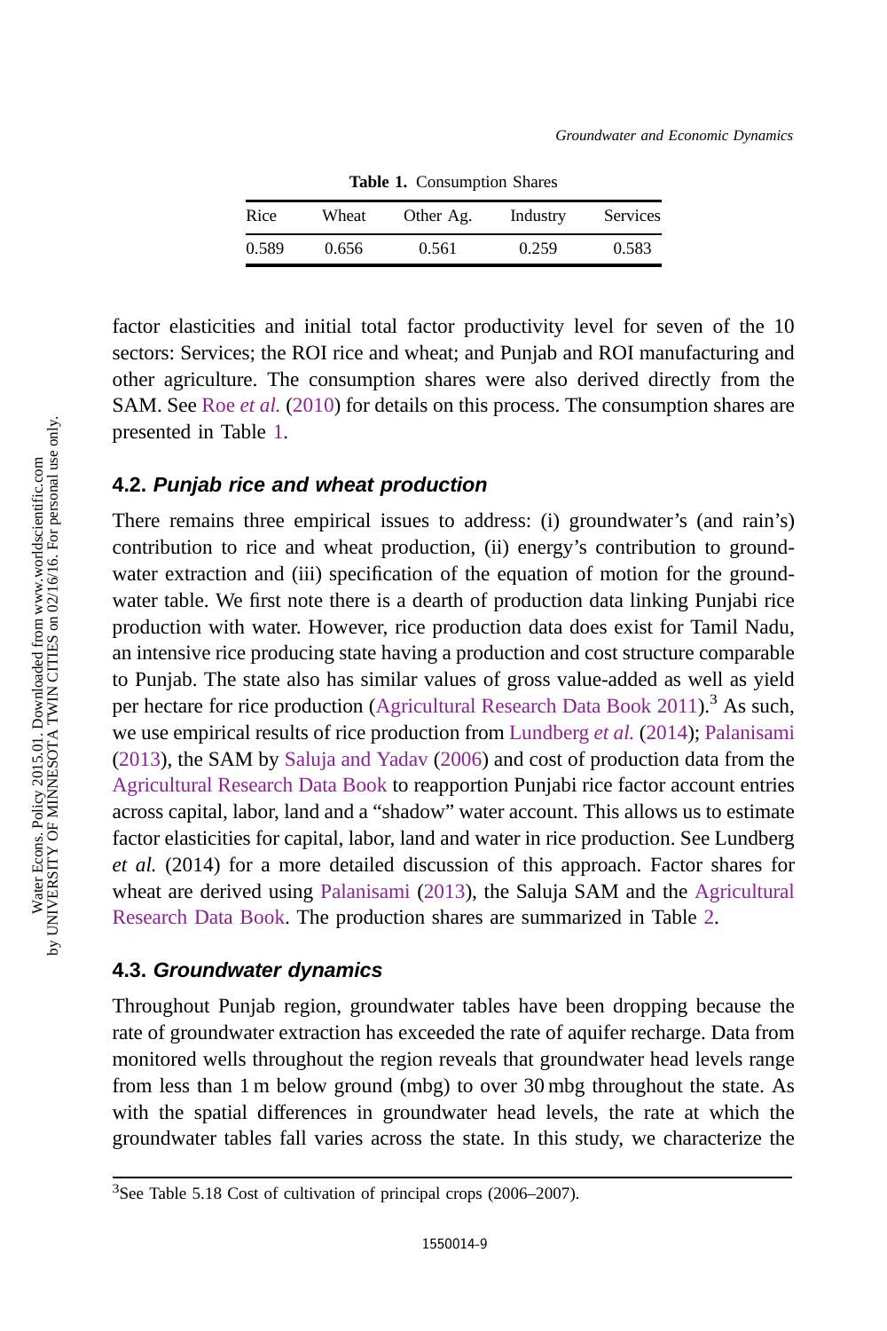**Table 1.** Consumption Shares

| Rice | Wheat | Other Ag. | Industry | Services |
|---|---|---|---|---|
| 0.589 | 0.656 | 0.561 | 0.259 | 0.583 |

factor elasticities and initial total factor productivity level for seven of the 10 sectors: Services; the ROI rice and wheat; and Punjab and ROI manufacturing and other agriculture. The consumption shares were also derived directly from the SAM. See Roe *et al.* (2010) for details on this process. The consumption shares are presented in Table 1.

### 4.2. *Punjab rice and wheat production*

There remains three empirical issues to address: (i) groundwater's (and rain's) contribution to rice and wheat production, (ii) energy's contribution to groundwater extraction and (iii) specification of the equation of motion for the groundwater table. We first note there is a dearth of production data linking Punjabi rice production with water. However, rice production data does exist for Tamil Nadu, an intensive rice producing state having a production and cost structure comparable to Punjab. The state also has similar values of gross value-added as well as yield per hectare for rice production (Agricultural Research Data Book 2011).[3] As such, we use empirical results of rice production from Lundberg *et al.* (2014); Palanisami (2013), the SAM by Saluja and Yadav (2006) and cost of production data from the Agricultural Research Data Book to reapportion Punjabi rice factor account entries across capital, labor, land and a "shadow" water account. This allows us to estimate factor elasticities for capital, labor, land and water in rice production. See Lundberg *et al.* (2014) for a more detailed discussion of this approach. Factor shares for wheat are derived using Palanisami (2013), the Saluja SAM and the Agricultural Research Data Book. The production shares are summarized in Table 2.

### 4.3. *Groundwater dynamics*

Throughout Punjab region, groundwater tables have been dropping because the rate of groundwater extraction has exceeded the rate of aquifer recharge. Data from monitored wells throughout the region reveals that groundwater head levels range from less than 1 m below ground (mbg) to over 30 mbg throughout the state. As with the spatial differences in groundwater head levels, the rate at which the groundwater tables fall varies across the state. In this study, we characterize the

[3] See Table 5.18 Cost of cultivation of principal crops (2006–2007).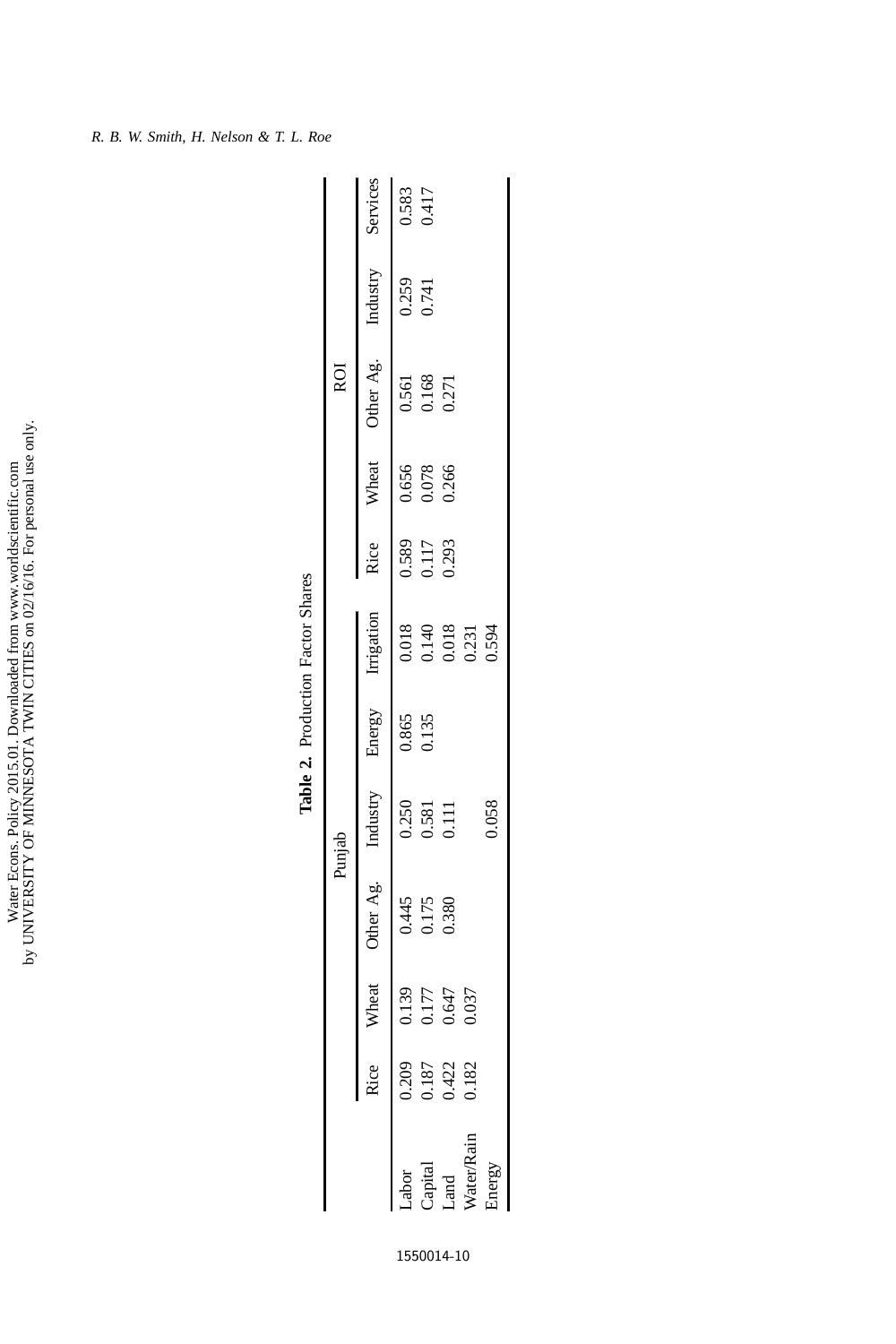**Table 2.** Production Factor Shares

| | Punjab | | | | | | ROI | | | | |
|---|---|---|---|---|---|---|---|---|---|---|---|
| | Rice | Wheat | Other Ag. | Industry | Energy | Irrigation | Rice | Wheat | Other Ag. | Industry | Services |
| Labor | 0.209 | 0.139 | 0.445 | 0.250 | 0.865 | 0.018 | 0.589 | 0.656 | 0.561 | 0.259 | 0.583 |
| Capital | 0.187 | 0.177 | 0.175 | 0.581 | 0.135 | 0.140 | 0.117 | 0.078 | 0.168 | 0.741 | 0.417 |
| Land | 0.422 | 0.647 | 0.380 | 0.111 | | 0.018 | 0.293 | 0.266 | 0.271 | | |
| Water/Rain | 0.182 | 0.037 | | | | 0.231 | | | | | |
| Energy | | | | 0.058 | | 0.594 | | | | | |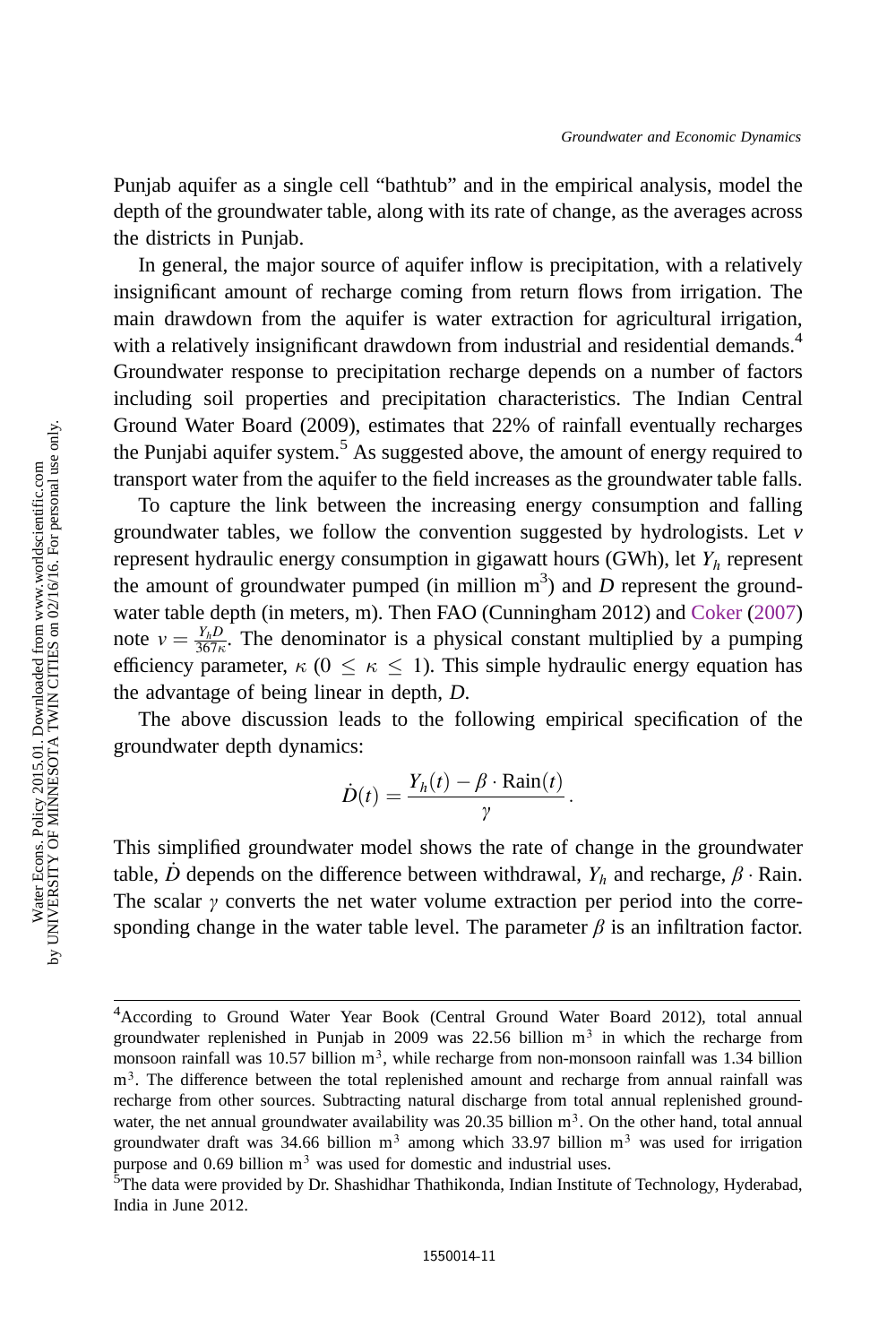Punjab aquifer as a single cell "bathtub" and in the empirical analysis, model the depth of the groundwater table, along with its rate of change, as the averages across the districts in Punjab.

In general, the major source of aquifer inflow is precipitation, with a relatively insignificant amount of recharge coming from return flows from irrigation. The main drawdown from the aquifer is water extraction for agricultural irrigation, with a relatively insignificant drawdown from industrial and residential demands.[4] Groundwater response to precipitation recharge depends on a number of factors including soil properties and precipitation characteristics. The Indian Central Ground Water Board (2009), estimates that 22% of rainfall eventually recharges the Punjabi aquifer system.[5] As suggested above, the amount of energy required to transport water from the aquifer to the field increases as the groundwater table falls.

To capture the link between the increasing energy consumption and falling groundwater tables, we follow the convention suggested by hydrologists. Let $v$ represent hydraulic energy consumption in gigawatt hours (GWh), let $Y_h$ represent the amount of groundwater pumped (in million $m^3$) and $D$ represent the groundwater table depth (in meters, m). Then FAO (Cunningham 2012) and Coker (2007) note $v = \frac{Y_h D}{367\kappa}$. The denominator is a physical constant multiplied by a pumping efficiency parameter, $\kappa$ ($0 \leq \kappa \leq 1$). This simple hydraulic energy equation has the advantage of being linear in depth, $D$.

The above discussion leads to the following empirical specification of the groundwater depth dynamics:

$$\dot{D}(t) = \frac{Y_h(t) - \beta \cdot \text{Rain}(t)}{\gamma}.$$

This simplified groundwater model shows the rate of change in the groundwater table, $\dot{D}$ depends on the difference between withdrawal, $Y_h$ and recharge, $\beta \cdot \text{Rain}$. The scalar $\gamma$ converts the net water volume extraction per period into the corresponding change in the water table level. The parameter $\beta$ is an infiltration factor.

---

[4]According to Ground Water Year Book (Central Ground Water Board 2012), total annual groundwater replenished in Punjab in 2009 was 22.56 billion $m^3$ in which the recharge from monsoon rainfall was 10.57 billion $m^3$, while recharge from non-monsoon rainfall was 1.34 billion $m^3$. The difference between the total replenished amount and recharge from annual rainfall was recharge from other sources. Subtracting natural discharge from total annual replenished groundwater, the net annual groundwater availability was 20.35 billion $m^3$. On the other hand, total annual groundwater draft was 34.66 billion $m^3$ among which 33.97 billion $m^3$ was used for irrigation purpose and 0.69 billion $m^3$ was used for domestic and industrial uses.

[5]The data were provided by Dr. Shashidhar Thathikonda, Indian Institute of Technology, Hyderabad, India in June 2012.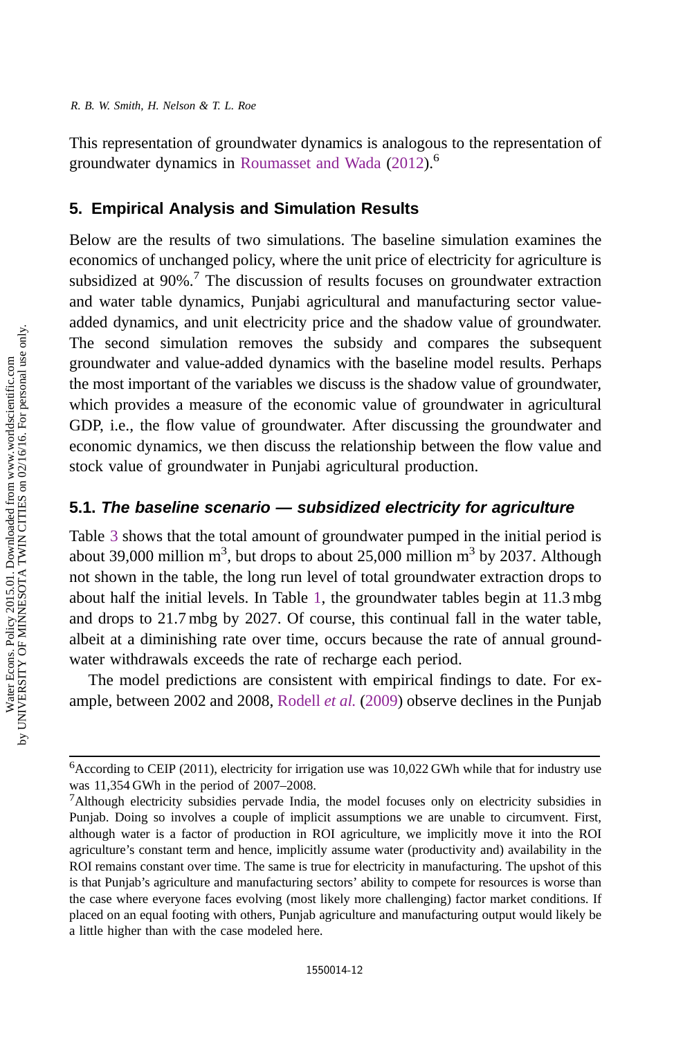This representation of groundwater dynamics is analogous to the representation of groundwater dynamics in Roumasset and Wada (2012).[6]

## 5. Empirical Analysis and Simulation Results

Below are the results of two simulations. The baseline simulation examines the economics of unchanged policy, where the unit price of electricity for agriculture is subsidized at 90%.[7] The discussion of results focuses on groundwater extraction and water table dynamics, Punjabi agricultural and manufacturing sector value-added dynamics, and unit electricity price and the shadow value of groundwater. The second simulation removes the subsidy and compares the subsequent groundwater and value-added dynamics with the baseline model results. Perhaps the most important of the variables we discuss is the shadow value of groundwater, which provides a measure of the economic value of groundwater in agricultural GDP, i.e., the flow value of groundwater. After discussing the groundwater and economic dynamics, we then discuss the relationship between the flow value and stock value of groundwater in Punjabi agricultural production.

### 5.1. *The baseline scenario — subsidized electricity for agriculture*

Table 3 shows that the total amount of groundwater pumped in the initial period is about 39,000 million m$^3$, but drops to about 25,000 million m$^3$ by 2037. Although not shown in the table, the long run level of total groundwater extraction drops to about half the initial levels. In Table 1, the groundwater tables begin at 11.3 mbg and drops to 21.7 mbg by 2027. Of course, this continual fall in the water table, albeit at a diminishing rate over time, occurs because the rate of annual groundwater withdrawals exceeds the rate of recharge each period.

The model predictions are consistent with empirical findings to date. For example, between 2002 and 2008, Rodell *et al.* (2009) observe declines in the Punjab

---

[6] According to CEIP (2011), electricity for irrigation use was 10,022 GWh while that for industry use was 11,354 GWh in the period of 2007–2008.

[7] Although electricity subsidies pervade India, the model focuses only on electricity subsidies in Punjab. Doing so involves a couple of implicit assumptions we are unable to circumvent. First, although water is a factor of production in ROI agriculture, we implicitly move it into the ROI agriculture's constant term and hence, implicitly assume water (productivity and) availability in the ROI remains constant over time. The same is true for electricity in manufacturing. The upshot of this is that Punjab's agriculture and manufacturing sectors' ability to compete for resources is worse than the case where everyone faces evolving (most likely more challenging) factor market conditions. If placed on an equal footing with others, Punjab agriculture and manufacturing output would likely be a little higher than with the case modeled here.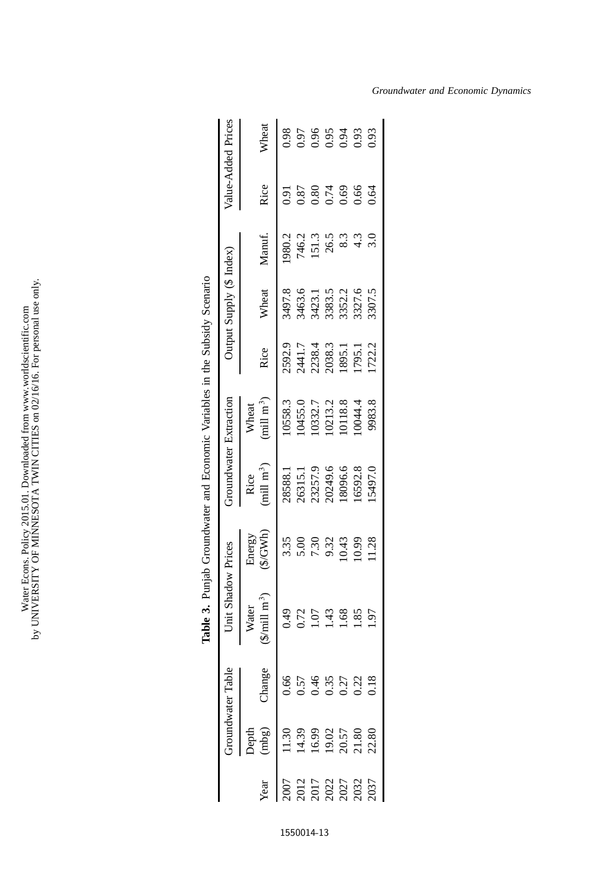**Table 3.** Punjab Groundwater and Economic Variables in the Subsidy Scenario

| Year | Groundwater Table | | Unit Shadow Prices | | Groundwater Extraction | | Output Supply ($ Index) | | | Value-Added Prices | |
|---|---|---|---|---|---|---|---|---|---|---|---|
| | Depth (mbg) | Change | Water ($/mill m$^3$) | Energy ($/GWh) | Rice (mill m$^3$) | Wheat (mill m$^3$) | Rice | Wheat | Manuf. | Rice | Wheat |
| 2007 | 11.30 | 0.66 | 0.49 | 3.35 | 28588.1 | 10558.3 | 2592.9 | 3497.8 | 1980.2 | 0.91 | 0.98 |
| 2012 | 14.39 | 0.57 | 0.72 | 5.00 | 26315.1 | 10455.0 | 2441.7 | 3463.6 | 746.2 | 0.87 | 0.97 |
| 2017 | 16.99 | 0.46 | 1.07 | 7.30 | 23257.9 | 10332.7 | 2238.4 | 3423.1 | 151.3 | 0.80 | 0.96 |
| 2022 | 19.02 | 0.35 | 1.43 | 9.32 | 20249.6 | 10213.2 | 2038.3 | 3383.5 | 26.5 | 0.74 | 0.95 |
| 2027 | 20.57 | 0.27 | 1.68 | 10.43 | 18096.6 | 10118.8 | 1895.1 | 3352.2 | 8.3 | 0.69 | 0.94 |
| 2032 | 21.80 | 0.22 | 1.85 | 10.99 | 16592.8 | 10044.4 | 1795.1 | 3327.6 | 4.3 | 0.66 | 0.93 |
| 2037 | 22.80 | 0.18 | 1.97 | 11.28 | 15497.0 | 9983.8 | 1722.2 | 3307.5 | 3.0 | 0.64 | 0.93 |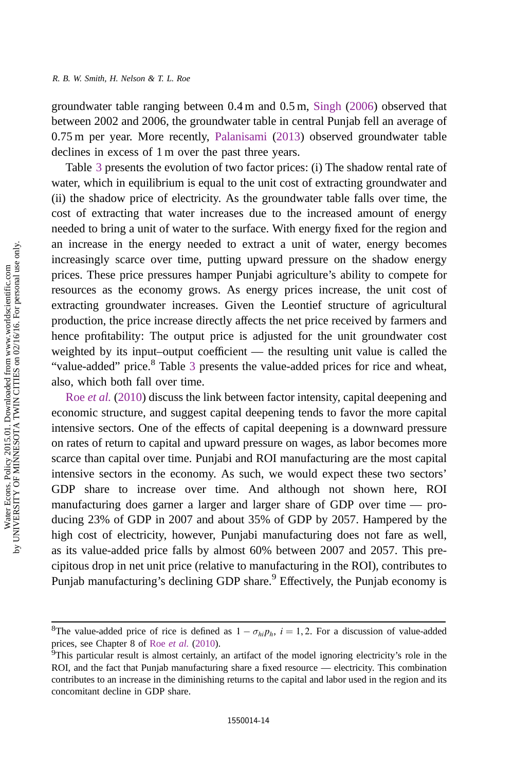groundwater table ranging between 0.4 m and 0.5 m, Singh (2006) observed that between 2002 and 2006, the groundwater table in central Punjab fell an average of 0.75 m per year. More recently, Palanisami (2013) observed groundwater table declines in excess of 1 m over the past three years.

Table 3 presents the evolution of two factor prices: (i) The shadow rental rate of water, which in equilibrium is equal to the unit cost of extracting groundwater and (ii) the shadow price of electricity. As the groundwater table falls over time, the cost of extracting that water increases due to the increased amount of energy needed to bring a unit of water to the surface. With energy fixed for the region and an increase in the energy needed to extract a unit of water, energy becomes increasingly scarce over time, putting upward pressure on the shadow energy prices. These price pressures hamper Punjabi agriculture's ability to compete for resources as the economy grows. As energy prices increase, the unit cost of extracting groundwater increases. Given the Leontief structure of agricultural production, the price increase directly affects the net price received by farmers and hence profitability: The output price is adjusted for the unit groundwater cost weighted by its input–output coefficient — the resulting unit value is called the "value-added" price.[8] Table 3 presents the value-added prices for rice and wheat, also, which both fall over time.

Roe *et al.* (2010) discuss the link between factor intensity, capital deepening and economic structure, and suggest capital deepening tends to favor the more capital intensive sectors. One of the effects of capital deepening is a downward pressure on rates of return to capital and upward pressure on wages, as labor becomes more scarce than capital over time. Punjabi and ROI manufacturing are the most capital intensive sectors in the economy. As such, we would expect these two sectors' GDP share to increase over time. And although not shown here, ROI manufacturing does garner a larger and larger share of GDP over time — producing 23% of GDP in 2007 and about 35% of GDP by 2057. Hampered by the high cost of electricity, however, Punjabi manufacturing does not fare as well, as its value-added price falls by almost 60% between 2007 and 2057. This precipitous drop in net unit price (relative to manufacturing in the ROI), contributes to Punjab manufacturing's declining GDP share.[9] Effectively, the Punjab economy is

---

[8] The value-added price of rice is defined as $1 - \sigma_{hi} p_h$, $i = 1, 2$. For a discussion of value-added prices, see Chapter 8 of Roe *et al.* (2010).

[9] This particular result is almost certainly, an artifact of the model ignoring electricity's role in the ROI, and the fact that Punjab manufacturing share a fixed resource — electricity. This combination contributes to an increase in the diminishing returns to the capital and labor used in the region and its concomitant decline in GDP share.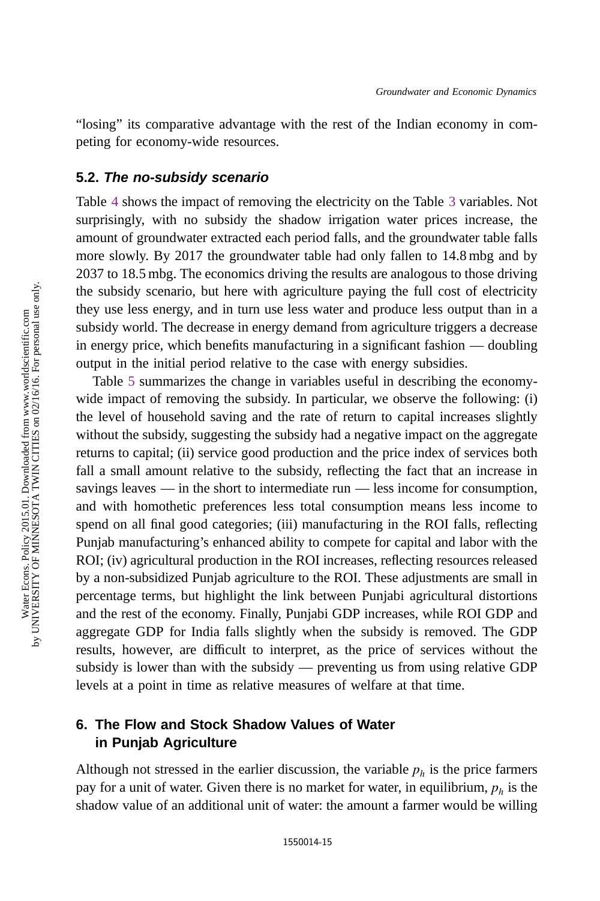"losing" its comparative advantage with the rest of the Indian economy in competing for economy-wide resources.

### 5.2. *The no-subsidy scenario*

Table 4 shows the impact of removing the electricity on the Table 3 variables. Not surprisingly, with no subsidy the shadow irrigation water prices increase, the amount of groundwater extracted each period falls, and the groundwater table falls more slowly. By 2017 the groundwater table had only fallen to 14.8 mbg and by 2037 to 18.5 mbg. The economics driving the results are analogous to those driving the subsidy scenario, but here with agriculture paying the full cost of electricity they use less energy, and in turn use less water and produce less output than in a subsidy world. The decrease in energy demand from agriculture triggers a decrease in energy price, which benefits manufacturing in a significant fashion — doubling output in the initial period relative to the case with energy subsidies.

Table 5 summarizes the change in variables useful in describing the economy-wide impact of removing the subsidy. In particular, we observe the following: (i) the level of household saving and the rate of return to capital increases slightly without the subsidy, suggesting the subsidy had a negative impact on the aggregate returns to capital; (ii) service good production and the price index of services both fall a small amount relative to the subsidy, reflecting the fact that an increase in savings leaves — in the short to intermediate run — less income for consumption, and with homothetic preferences less total consumption means less income to spend on all final good categories; (iii) manufacturing in the ROI falls, reflecting Punjab manufacturing's enhanced ability to compete for capital and labor with the ROI; (iv) agricultural production in the ROI increases, reflecting resources released by a non-subsidized Punjab agriculture to the ROI. These adjustments are small in percentage terms, but highlight the link between Punjabi agricultural distortions and the rest of the economy. Finally, Punjabi GDP increases, while ROI GDP and aggregate GDP for India falls slightly when the subsidy is removed. The GDP results, however, are difficult to interpret, as the price of services without the subsidy is lower than with the subsidy — preventing us from using relative GDP levels at a point in time as relative measures of welfare at that time.

## 6. The Flow and Stock Shadow Values of Water in Punjab Agriculture

Although not stressed in the earlier discussion, the variable $p_h$ is the price farmers pay for a unit of water. Given there is no market for water, in equilibrium, $p_h$ is the shadow value of an additional unit of water: the amount a farmer would be willing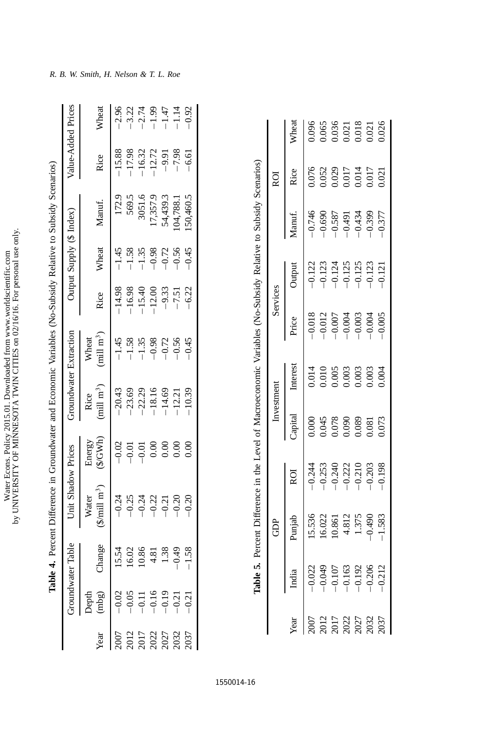**Table 4.** Percent Difference in Groundwater and Economic Variables (No-Subsidy Relative to Subsidy Scenarios)

| | Groundwater Table | | Unit Shadow Prices | | Groundwater Extraction | | Output Supply ($ Index) | | | Value-Added Prices | |
|---|---|---|---|---|---|---|---|---|---|---|---|
| Year | Depth (mbg) | Change | Water ($/mill m$^3$) | Energy ($/GWh) | Rice (mill m$^3$) | Wheat (mill m$^3$) | Rice | Wheat | Manuf. | Rice | Wheat |
| 2007 | −0.02 | 15.54 | −0.24 | −0.02 | −20.43 | −1.45 | −14.98 | −1.45 | 172.9 | −15.88 | −2.96 |
| 2012 | −0.05 | 16.02 | −0.25 | −0.01 | −23.69 | −1.58 | −16.98 | −1.58 | 569.5 | −17.98 | −3.22 |
| 2017 | −0.11 | 10.86 | −0.24 | −0.01 | −22.29 | −1.35 | −15.40 | −1.35 | 3051.6 | −16.32 | −2.74 |
| 2022 | −0.16 | 4.81 | −0.22 | 0.00 | −18.16 | −0.98 | −12.00 | −0.98 | 17,357.9 | −12.72 | −1.99 |
| 2027 | −0.19 | 1.38 | −0.21 | 0.00 | −14.69 | −0.72 | −9.33 | −0.72 | 54,439.3 | −9.91 | −1.47 |
| 2032 | −0.21 | −0.49 | −0.20 | 0.00 | −12.21 | −0.56 | −7.51 | −0.56 | 104,788.1 | −7.98 | −1.14 |
| 2037 | −0.21 | −1.58 | −0.20 | 0.00 | −10.39 | −0.45 | −6.22 | −0.45 | 150,460.5 | −6.61 | −0.92 |

**Table 5.** Percent Difference in the Level of Macroeconomic Variables (No-Subsidy Relative to Subsidy Scenarios)

| | GDP | | | Investment | | Services | | ROI | | |
|---|---|---|---|---|---|---|---|---|---|---|
| Year | India | Punjab | ROI | Capital | Interest | Price | Output | Manuf. | Rice | Wheat |
| 2007 | −0.022 | 15.536 | −0.244 | 0.000 | 0.014 | −0.018 | −0.122 | −0.746 | 0.076 | 0.096 |
| 2012 | −0.049 | 16.022 | −0.253 | 0.045 | 0.010 | −0.012 | −0.123 | −0.690 | 0.052 | 0.065 |
| 2017 | −0.107 | 10.861 | −0.240 | 0.078 | 0.005 | −0.007 | −0.124 | −0.587 | 0.029 | 0.036 |
| 2022 | −0.163 | 4.812 | −0.222 | 0.090 | 0.003 | −0.004 | −0.125 | −0.491 | 0.017 | 0.021 |
| 2027 | −0.192 | 1.375 | −0.210 | 0.089 | 0.003 | −0.003 | −0.125 | −0.434 | 0.014 | 0.018 |
| 2032 | −0.206 | −0.490 | −0.203 | 0.081 | 0.003 | −0.004 | −0.123 | −0.399 | 0.017 | 0.021 |
| 2037 | −0.212 | −1.583 | −0.198 | 0.073 | 0.004 | −0.005 | −0.121 | −0.377 | 0.021 | 0.026 |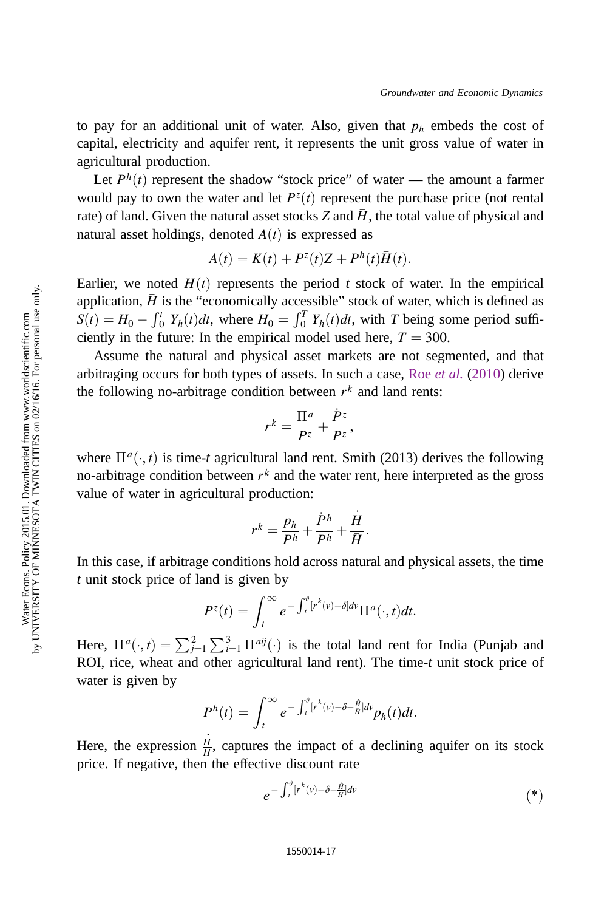to pay for an additional unit of water. Also, given that $p_h$ embeds the cost of capital, electricity and aquifer rent, it represents the unit gross value of water in agricultural production.

Let $P^h(t)$ represent the shadow "stock price" of water — the amount a farmer would pay to own the water and let $P^z(t)$ represent the purchase price (not rental rate) of land. Given the natural asset stocks $Z$ and $\bar{H}$, the total value of physical and natural asset holdings, denoted $A(t)$ is expressed as

$$A(t) = K(t) + P^z(t)Z + P^h(t)\bar{H}(t).$$

Earlier, we noted $\bar{H}(t)$ represents the period $t$ stock of water. In the empirical application, $\bar{H}$ is the "economically accessible" stock of water, which is defined as $S(t) = H_0 - \int_0^t Y_h(t)dt$, where $H_0 = \int_0^T Y_h(t)dt$, with $T$ being some period sufficiently in the future: In the empirical model used here, $T = 300$.

Assume the natural and physical asset markets are not segmented, and that arbitraging occurs for both types of assets. In such a case, Roe *et al.* (2010) derive the following no-arbitrage condition between $r^k$ and land rents:

$$r^k = \frac{\Pi^a}{P^z} + \frac{\dot{P}^z}{P^z},$$

where $\Pi^a(\cdot, t)$ is time-$t$ agricultural land rent. Smith (2013) derives the following no-arbitrage condition between $r^k$ and the water rent, here interpreted as the gross value of water in agricultural production:

$$r^k = \frac{p_h}{P^h} + \frac{\dot{P}^h}{P^h} + \frac{\dot{\bar{H}}}{\bar{H}}.$$

In this case, if arbitrage conditions hold across natural and physical assets, the time $t$ unit stock price of land is given by

$$P^z(t) = \int_t^\infty e^{-\int_t^\vartheta [r^k(v) - \delta]dv} \Pi^a(\cdot, t)dt.$$

Here, $\Pi^a(\cdot, t) = \sum_{j=1}^{2} \sum_{i=1}^{3} \Pi^{aij}(\cdot)$ is the total land rent for India (Punjab and ROI, rice, wheat and other agricultural land rent). The time-$t$ unit stock price of water is given by

$$P^h(t) = \int_t^\infty e^{-\int_t^\vartheta [r^k(v) - \delta - \frac{\dot{\bar{H}}}{\bar{H}}]dv} p_h(t)dt.$$

Here, the expression $\frac{\dot{\bar{H}}}{\bar{H}}$, captures the impact of a declining aquifer on its stock price. If negative, then the effective discount rate

$$e^{-\int_t^\vartheta [r^k(v) - \delta - \frac{\dot{\bar{H}}}{\bar{H}}]dv} \tag{*}$$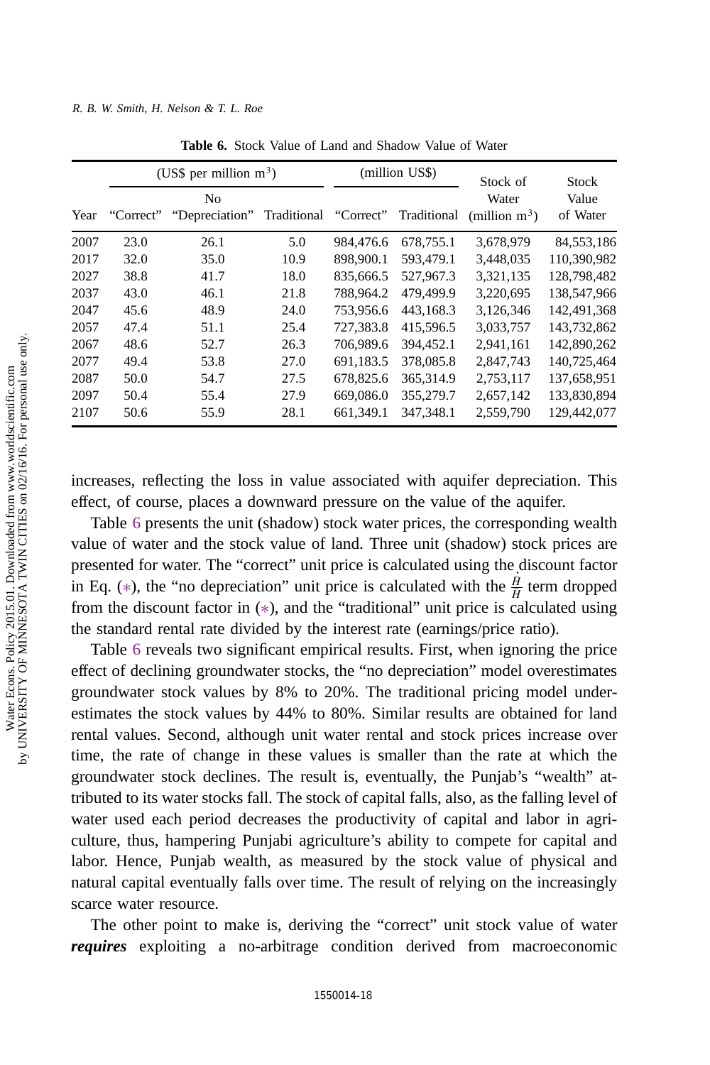**Table 6.** Stock Value of Land and Shadow Value of Water

| | (US$ per million $m^3$) | | | (million US$) | | Stock of | Stock |
|---|---|---|---|---|---|---|---|
| Year | "Correct" | No "Depreciation" | Traditional | "Correct" | Traditional | Water (million $m^3$) | Value of Water |
| 2007 | 23.0 | 26.1 | 5.0 | 984,476.6 | 678,755.1 | 3,678,979 | 84,553,186 |
| 2017 | 32.0 | 35.0 | 10.9 | 898,900.1 | 593,479.1 | 3,448,035 | 110,390,982 |
| 2027 | 38.8 | 41.7 | 18.0 | 835,666.5 | 527,967.3 | 3,321,135 | 128,798,482 |
| 2037 | 43.0 | 46.1 | 21.8 | 788,964.2 | 479,499.9 | 3,220,695 | 138,547,966 |
| 2047 | 45.6 | 48.9 | 24.0 | 753,956.6 | 443,168.3 | 3,126,346 | 142,491,368 |
| 2057 | 47.4 | 51.1 | 25.4 | 727,383.8 | 415,596.5 | 3,033,757 | 143,732,862 |
| 2067 | 48.6 | 52.7 | 26.3 | 706,989.6 | 394,452.1 | 2,941,161 | 142,890,262 |
| 2077 | 49.4 | 53.8 | 27.0 | 691,183.5 | 378,085.8 | 2,847,743 | 140,725,464 |
| 2087 | 50.0 | 54.7 | 27.5 | 678,825.6 | 365,314.9 | 2,753,117 | 137,658,951 |
| 2097 | 50.4 | 55.4 | 27.9 | 669,086.0 | 355,279.7 | 2,657,142 | 133,830,894 |
| 2107 | 50.6 | 55.9 | 28.1 | 661,349.1 | 347,348.1 | 2,559,790 | 129,442,077 |

increases, reflecting the loss in value associated with aquifer depreciation. This effect, of course, places a downward pressure on the value of the aquifer.

Table 6 presents the unit (shadow) stock water prices, the corresponding wealth value of water and the stock value of land. Three unit (shadow) stock prices are presented for water. The "correct" unit price is calculated using the discount factor in Eq. (∗), the "no depreciation" unit price is calculated with the $\frac{\dot{H}}{H}$ term dropped from the discount factor in (∗), and the "traditional" unit price is calculated using the standard rental rate divided by the interest rate (earnings/price ratio).

Table 6 reveals two significant empirical results. First, when ignoring the price effect of declining groundwater stocks, the "no depreciation" model overestimates groundwater stock values by 8% to 20%. The traditional pricing model underestimates the stock values by 44% to 80%. Similar results are obtained for land rental values. Second, although unit water rental and stock prices increase over time, the rate of change in these values is smaller than the rate at which the groundwater stock declines. The result is, eventually, the Punjab's "wealth" attributed to its water stocks fall. The stock of capital falls, also, as the falling level of water used each period decreases the productivity of capital and labor in agriculture, thus, hampering Punjabi agriculture's ability to compete for capital and labor. Hence, Punjab wealth, as measured by the stock value of physical and natural capital eventually falls over time. The result of relying on the increasingly scarce water resource.

The other point to make is, deriving the "correct" unit stock value of water ***requires*** exploiting a no-arbitrage condition derived from macroeconomic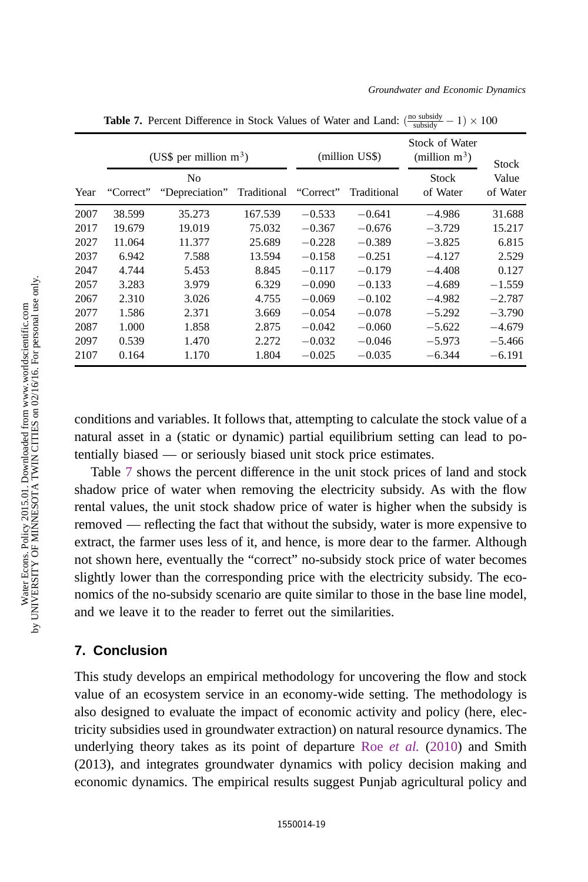**Table 7.** Percent Difference in Stock Values of Water and Land: $(\frac{\text{no subsidy}}{\text{subsidy}} - 1) \times 100$

| | (US$ per million m$^3$) | | | (million US$) | | Stock of Water (million m$^3$) | |
|---|---|---|---|---|---|---|---|
| Year | "Correct" | No "Depreciation" | Traditional | "Correct" | Traditional | Stock of Water | Stock Value of Water |
| 2007 | 38.599 | 35.273 | 167.539 | −0.533 | −0.641 | −4.986 | 31.688 |
| 2017 | 19.679 | 19.019 | 75.032 | −0.367 | −0.676 | −3.729 | 15.217 |
| 2027 | 11.064 | 11.377 | 25.689 | −0.228 | −0.389 | −3.825 | 6.815 |
| 2037 | 6.942 | 7.588 | 13.594 | −0.158 | −0.251 | −4.127 | 2.529 |
| 2047 | 4.744 | 5.453 | 8.845 | −0.117 | −0.179 | −4.408 | 0.127 |
| 2057 | 3.283 | 3.979 | 6.329 | −0.090 | −0.133 | −4.689 | −1.559 |
| 2067 | 2.310 | 3.026 | 4.755 | −0.069 | −0.102 | −4.982 | −2.787 |
| 2077 | 1.586 | 2.371 | 3.669 | −0.054 | −0.078 | −5.292 | −3.790 |
| 2087 | 1.000 | 1.858 | 2.875 | −0.042 | −0.060 | −5.622 | −4.679 |
| 2097 | 0.539 | 1.470 | 2.272 | −0.032 | −0.046 | −5.973 | −5.466 |
| 2107 | 0.164 | 1.170 | 1.804 | −0.025 | −0.035 | −6.344 | −6.191 |

conditions and variables. It follows that, attempting to calculate the stock value of a natural asset in a (static or dynamic) partial equilibrium setting can lead to potentially biased — or seriously biased unit stock price estimates.

Table 7 shows the percent difference in the unit stock prices of land and stock shadow price of water when removing the electricity subsidy. As with the flow rental values, the unit stock shadow price of water is higher when the subsidy is removed — reflecting the fact that without the subsidy, water is more expensive to extract, the farmer uses less of it, and hence, is more dear to the farmer. Although not shown here, eventually the "correct" no-subsidy stock price of water becomes slightly lower than the corresponding price with the electricity subsidy. The economics of the no-subsidy scenario are quite similar to those in the base line model, and we leave it to the reader to ferret out the similarities.

## 7. Conclusion

This study develops an empirical methodology for uncovering the flow and stock value of an ecosystem service in an economy-wide setting. The methodology is also designed to evaluate the impact of economic activity and policy (here, electricity subsidies used in groundwater extraction) on natural resource dynamics. The underlying theory takes as its point of departure Roe *et al.* (2010) and Smith (2013), and integrates groundwater dynamics with policy decision making and economic dynamics. The empirical results suggest Punjab agricultural policy and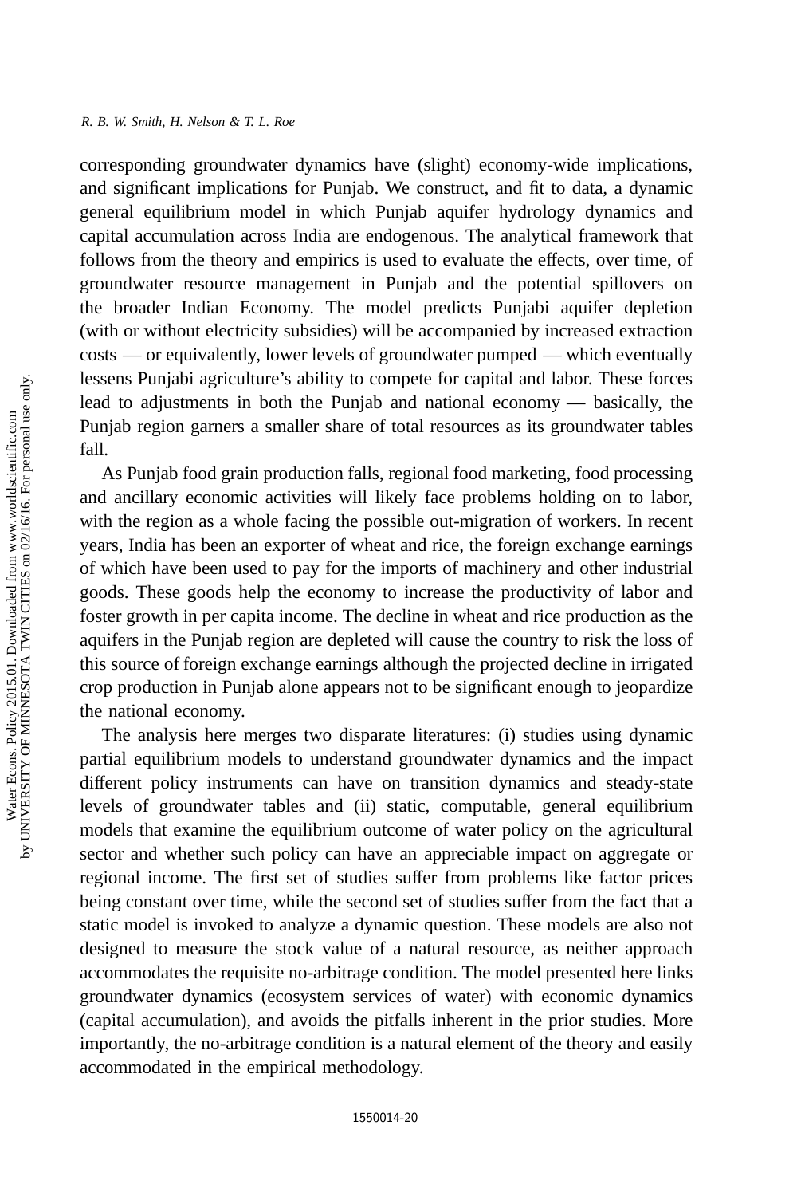corresponding groundwater dynamics have (slight) economy-wide implications, and significant implications for Punjab. We construct, and fit to data, a dynamic general equilibrium model in which Punjab aquifer hydrology dynamics and capital accumulation across India are endogenous. The analytical framework that follows from the theory and empirics is used to evaluate the effects, over time, of groundwater resource management in Punjab and the potential spillovers on the broader Indian Economy. The model predicts Punjabi aquifer depletion (with or without electricity subsidies) will be accompanied by increased extraction costs — or equivalently, lower levels of groundwater pumped — which eventually lessens Punjabi agriculture's ability to compete for capital and labor. These forces lead to adjustments in both the Punjab and national economy — basically, the Punjab region garners a smaller share of total resources as its groundwater tables fall.

As Punjab food grain production falls, regional food marketing, food processing and ancillary economic activities will likely face problems holding on to labor, with the region as a whole facing the possible out-migration of workers. In recent years, India has been an exporter of wheat and rice, the foreign exchange earnings of which have been used to pay for the imports of machinery and other industrial goods. These goods help the economy to increase the productivity of labor and foster growth in per capita income. The decline in wheat and rice production as the aquifers in the Punjab region are depleted will cause the country to risk the loss of this source of foreign exchange earnings although the projected decline in irrigated crop production in Punjab alone appears not to be significant enough to jeopardize the national economy.

The analysis here merges two disparate literatures: (i) studies using dynamic partial equilibrium models to understand groundwater dynamics and the impact different policy instruments can have on transition dynamics and steady-state levels of groundwater tables and (ii) static, computable, general equilibrium models that examine the equilibrium outcome of water policy on the agricultural sector and whether such policy can have an appreciable impact on aggregate or regional income. The first set of studies suffer from problems like factor prices being constant over time, while the second set of studies suffer from the fact that a static model is invoked to analyze a dynamic question. These models are also not designed to measure the stock value of a natural resource, as neither approach accommodates the requisite no-arbitrage condition. The model presented here links groundwater dynamics (ecosystem services of water) with economic dynamics (capital accumulation), and avoids the pitfalls inherent in the prior studies. More importantly, the no-arbitrage condition is a natural element of the theory and easily accommodated in the empirical methodology.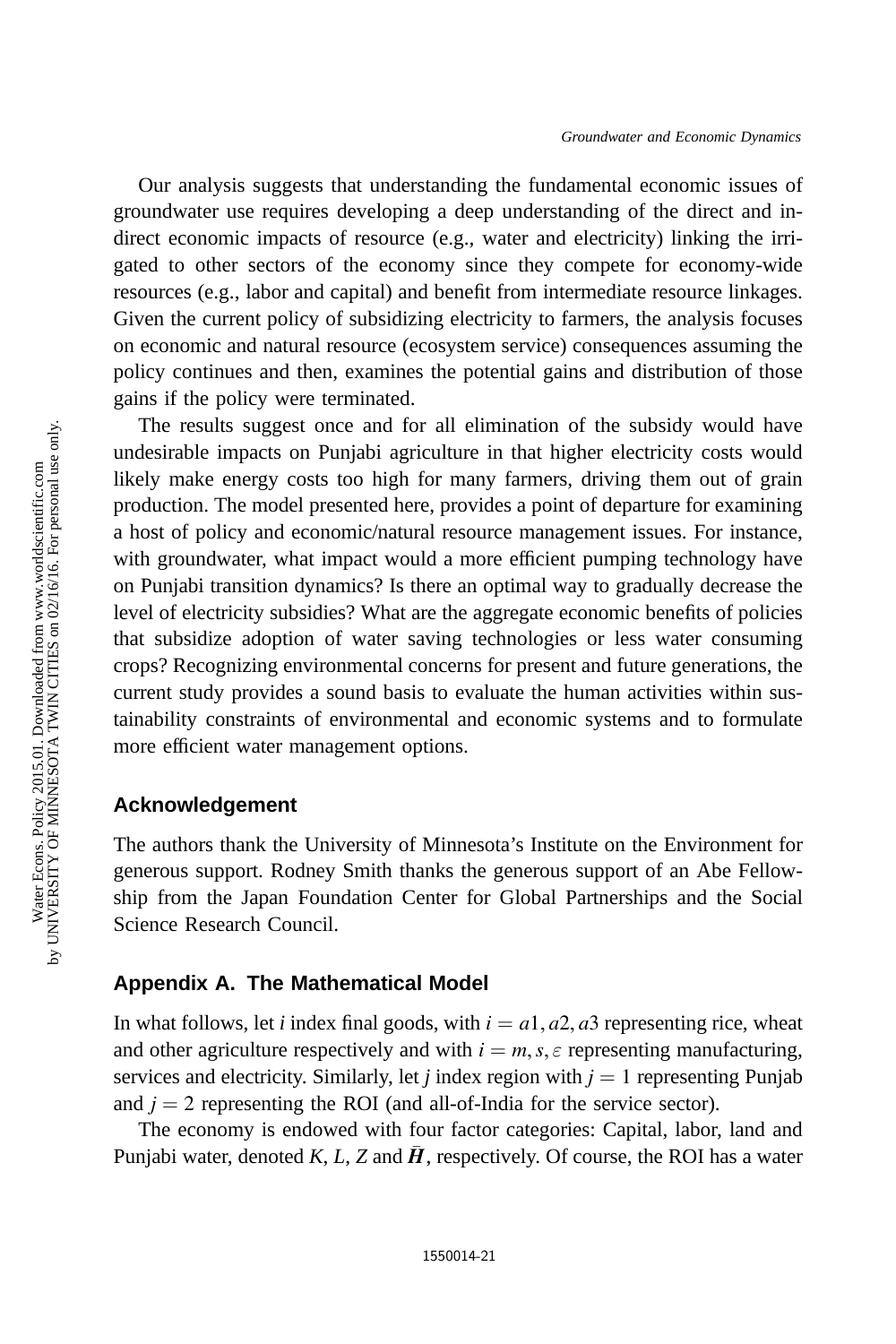Our analysis suggests that understanding the fundamental economic issues of groundwater use requires developing a deep understanding of the direct and indirect economic impacts of resource (e.g., water and electricity) linking the irrigated to other sectors of the economy since they compete for economy-wide resources (e.g., labor and capital) and benefit from intermediate resource linkages. Given the current policy of subsidizing electricity to farmers, the analysis focuses on economic and natural resource (ecosystem service) consequences assuming the policy continues and then, examines the potential gains and distribution of those gains if the policy were terminated.

The results suggest once and for all elimination of the subsidy would have undesirable impacts on Punjabi agriculture in that higher electricity costs would likely make energy costs too high for many farmers, driving them out of grain production. The model presented here, provides a point of departure for examining a host of policy and economic/natural resource management issues. For instance, with groundwater, what impact would a more efficient pumping technology have on Punjabi transition dynamics? Is there an optimal way to gradually decrease the level of electricity subsidies? What are the aggregate economic benefits of policies that subsidize adoption of water saving technologies or less water consuming crops? Recognizing environmental concerns for present and future generations, the current study provides a sound basis to evaluate the human activities within sustainability constraints of environmental and economic systems and to formulate more efficient water management options.

## Acknowledgement

The authors thank the University of Minnesota's Institute on the Environment for generous support. Rodney Smith thanks the generous support of an Abe Fellowship from the Japan Foundation Center for Global Partnerships and the Social Science Research Council.

## Appendix A. The Mathematical Model

In what follows, let $i$ index final goods, with $i = a1, a2, a3$ representing rice, wheat and other agriculture respectively and with $i = m, s, \varepsilon$ representing manufacturing, services and electricity. Similarly, let $j$ index region with $j = 1$ representing Punjab and $j = 2$ representing the ROI (and all-of-India for the service sector).

The economy is endowed with four factor categories: Capital, labor, land and Punjabi water, denoted $K$, $L$, $Z$ and $\bar{\boldsymbol{H}}$, respectively. Of course, the ROI has a water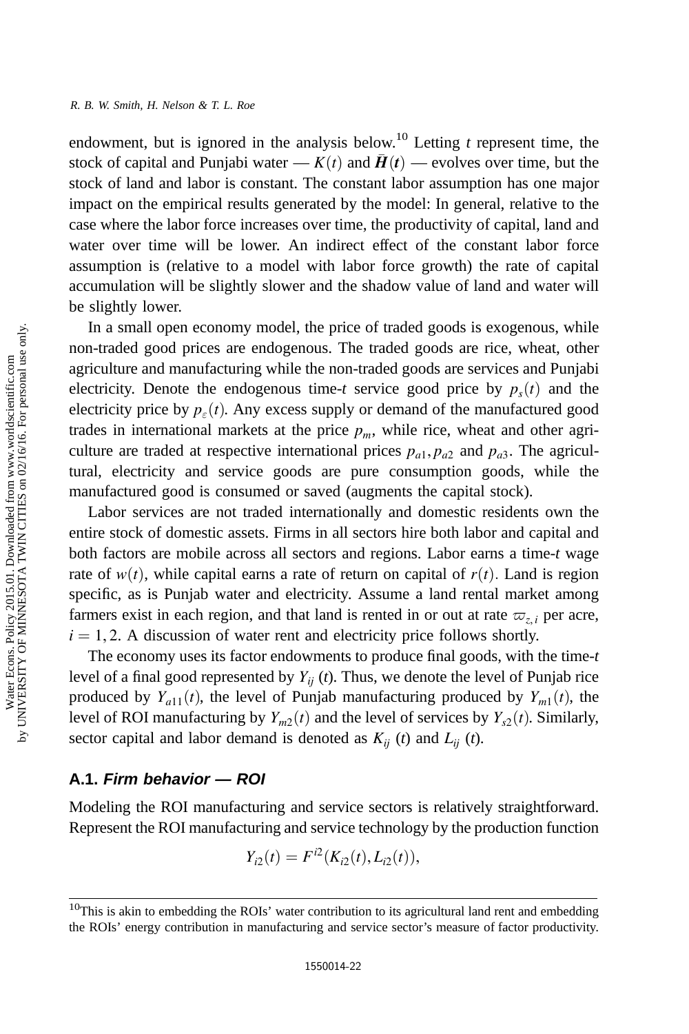endowment, but is ignored in the analysis below.[10] Letting $t$ represent time, the stock of capital and Punjabi water — $K(t)$ and $\bar{\boldsymbol{H}}(\boldsymbol{t})$ — evolves over time, but the stock of land and labor is constant. The constant labor assumption has one major impact on the empirical results generated by the model: In general, relative to the case where the labor force increases over time, the productivity of capital, land and water over time will be lower. An indirect effect of the constant labor force assumption is (relative to a model with labor force growth) the rate of capital accumulation will be slightly slower and the shadow value of land and water will be slightly lower.

In a small open economy model, the price of traded goods is exogenous, while non-traded good prices are endogenous. The traded goods are rice, wheat, other agriculture and manufacturing while the non-traded goods are services and Punjabi electricity. Denote the endogenous time-$t$ service good price by $p_s(t)$ and the electricity price by $p_\varepsilon(t)$. Any excess supply or demand of the manufactured good trades in international markets at the price $p_m$, while rice, wheat and other agriculture are traded at respective international prices $p_{a1}, p_{a2}$ and $p_{a3}$. The agricultural, electricity and service goods are pure consumption goods, while the manufactured good is consumed or saved (augments the capital stock).

Labor services are not traded internationally and domestic residents own the entire stock of domestic assets. Firms in all sectors hire both labor and capital and both factors are mobile across all sectors and regions. Labor earns a time-$t$ wage rate of $w(t)$, while capital earns a rate of return on capital of $r(t)$. Land is region specific, as is Punjab water and electricity. Assume a land rental market among farmers exist in each region, and that land is rented in or out at rate $\varpi_{z,i}$ per acre, $i = 1, 2$. A discussion of water rent and electricity price follows shortly.

The economy uses its factor endowments to produce final goods, with the time-$t$ level of a final good represented by $Y_{ij}$ $(t)$. Thus, we denote the level of Punjab rice produced by $Y_{a11}(t)$, the level of Punjab manufacturing produced by $Y_{m1}(t)$, the level of ROI manufacturing by $Y_{m2}(t)$ and the level of services by $Y_{s2}(t)$. Similarly, sector capital and labor demand is denoted as $K_{ij}$ $(t)$ and $L_{ij}$ $(t)$.

### A.1. *Firm behavior — ROI*

Modeling the ROI manufacturing and service sectors is relatively straightforward. Represent the ROI manufacturing and service technology by the production function

$$Y_{i2}(t) = F^{i2}(K_{i2}(t), L_{i2}(t)),$$

---

[10] This is akin to embedding the ROIs' water contribution to its agricultural land rent and embedding the ROIs' energy contribution in manufacturing and service sector's measure of factor productivity.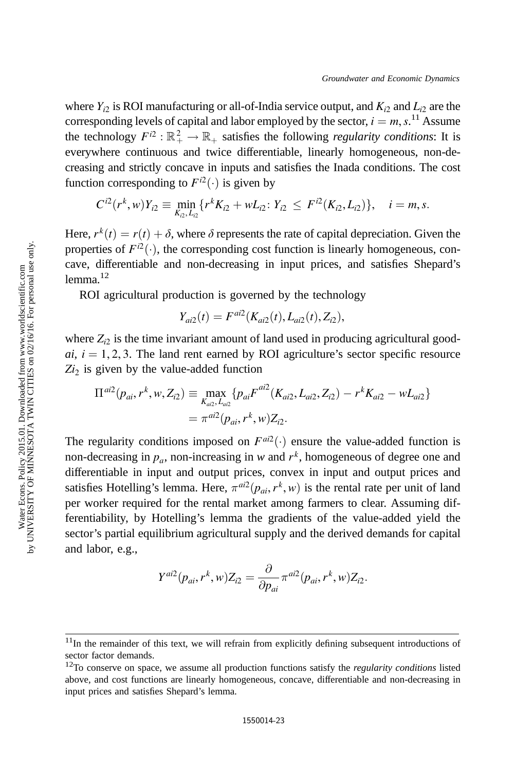where $Y_{i2}$ is ROI manufacturing or all-of-India service output, and $K_{i2}$ and $L_{i2}$ are the corresponding levels of capital and labor employed by the sector, $i = m, s$.[11] Assume the technology $F^{i2} : \mathbb{R}_+^2 \to \mathbb{R}_+$ satisfies the following *regularity conditions*: It is everywhere continuous and twice differentiable, linearly homogeneous, non-decreasing and strictly concave in inputs and satisfies the Inada conditions. The cost function corresponding to $F^{i2}(\cdot)$ is given by

$$C^{i2}(r^k, w)Y_{i2} \equiv \min_{K_{i2}, L_{i2}} \{r^k K_{i2} + wL_{i2} \colon Y_{i2} \leq F^{i2}(K_{i2}, L_{i2})\}, \quad i = m, s.$$

Here, $r^k(t) = r(t) + \delta$, where $\delta$ represents the rate of capital depreciation. Given the properties of $F^{i2}(\cdot)$, the corresponding cost function is linearly homogeneous, concave, differentiable and non-decreasing in input prices, and satisfies Shepard's lemma.[12]

ROI agricultural production is governed by the technology

$$Y_{ai2}(t) = F^{ai2}(K_{ai2}(t), L_{ai2}(t), Z_{i2}),$$

where $Z_{i2}$ is the time invariant amount of land used in producing agricultural good-$ai$, $i = 1, 2, 3$. The land rent earned by ROI agriculture's sector specific resource $Zi_2$ is given by the value-added function

$$\begin{aligned}\Pi^{ai2}(p_{ai}, r^k, w, Z_{i2}) &\equiv \max_{K_{ai2}, L_{ai2}} \{p_{ai} F^{ai2}(K_{ai2}, L_{ai2}, Z_{i2}) - r^k K_{ai2} - wL_{ai2}\} \\ &= \pi^{ai2}(p_{ai}, r^k, w) Z_{i2}.\end{aligned}$$

The regularity conditions imposed on $F^{ai2}(\cdot)$ ensure the value-added function is non-decreasing in $p_a$, non-increasing in $w$ and $r^k$, homogeneous of degree one and differentiable in input and output prices, convex in input and output prices and satisfies Hotelling's lemma. Here, $\pi^{ai2}(p_{ai}, r^k, w)$ is the rental rate per unit of land per worker required for the rental market among farmers to clear. Assuming differentiability, by Hotelling's lemma the gradients of the value-added yield the sector's partial equilibrium agricultural supply and the derived demands for capital and labor, e.g.,

$$Y^{ai2}(p_{ai}, r^k, w) Z_{i2} = \frac{\partial}{\partial p_{ai}} \pi^{ai2}(p_{ai}, r^k, w) Z_{i2}.$$

---

[11] In the remainder of this text, we will refrain from explicitly defining subsequent introductions of sector factor demands.

[12] To conserve on space, we assume all production functions satisfy the *regularity conditions* listed above, and cost functions are linearly homogeneous, concave, differentiable and non-decreasing in input prices and satisfies Shepard's lemma.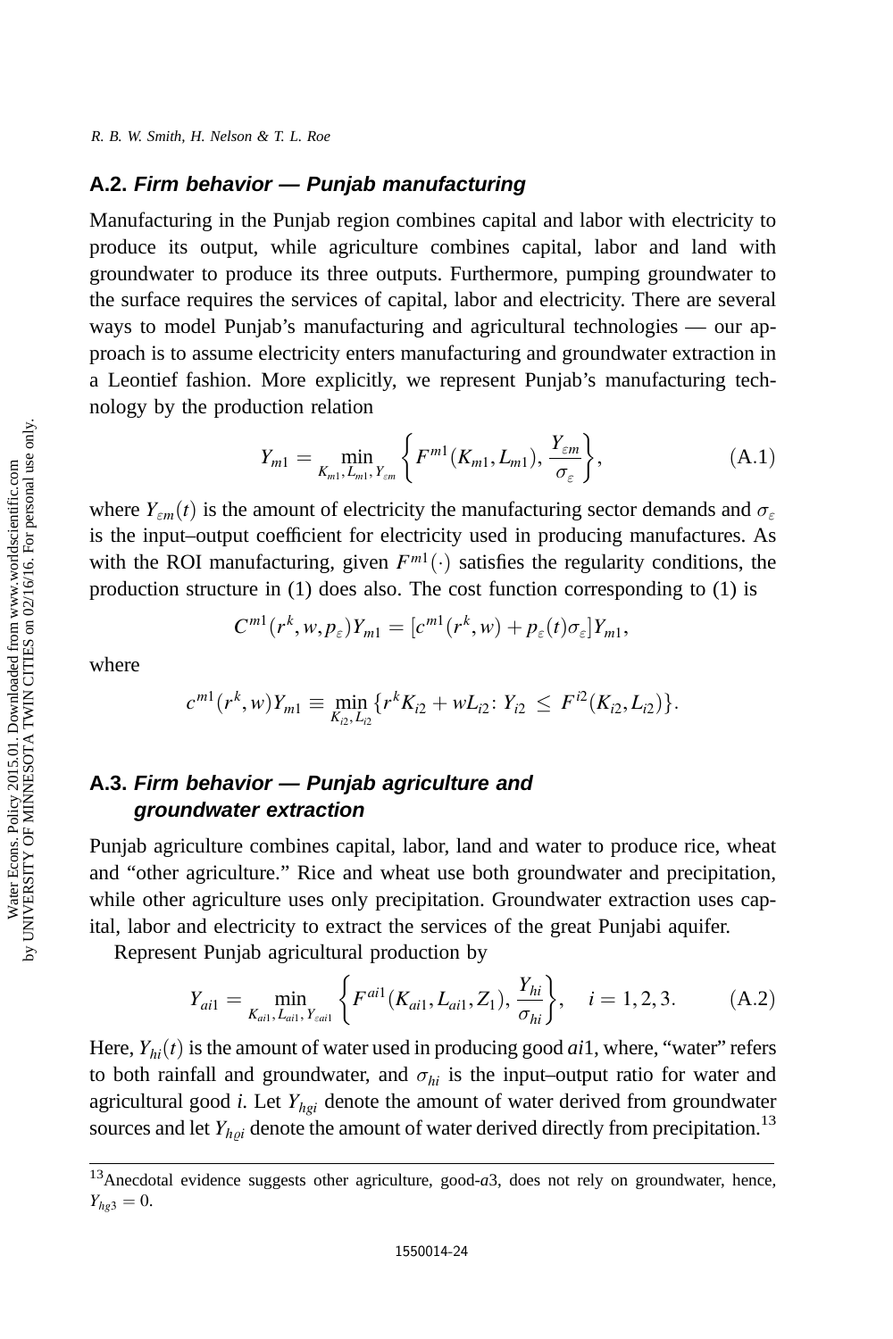### A.2. *Firm behavior — Punjab manufacturing*

Manufacturing in the Punjab region combines capital and labor with electricity to produce its output, while agriculture combines capital, labor and land with groundwater to produce its three outputs. Furthermore, pumping groundwater to the surface requires the services of capital, labor and electricity. There are several ways to model Punjab's manufacturing and agricultural technologies — our approach is to assume electricity enters manufacturing and groundwater extraction in a Leontief fashion. More explicitly, we represent Punjab's manufacturing technology by the production relation

$$Y_{m1} = \min_{K_{m1}, L_{m1}, Y_{\varepsilon m}} \left\{ F^{m1}(K_{m1}, L_{m1}), \frac{Y_{\varepsilon m}}{\sigma_{\varepsilon}} \right\}, \tag{A.1}$$

where $Y_{\varepsilon m}(t)$ is the amount of electricity the manufacturing sector demands and $\sigma_{\varepsilon}$ is the input–output coefficient for electricity used in producing manufactures. As with the ROI manufacturing, given $F^{m1}(\cdot)$ satisfies the regularity conditions, the production structure in (1) does also. The cost function corresponding to (1) is

$$C^{m1}(r^k, w, p_{\varepsilon})Y_{m1} = [c^{m1}(r^k, w) + p_{\varepsilon}(t)\sigma_{\varepsilon}]Y_{m1},$$

where

$$c^{m1}(r^k, w)Y_{m1} \equiv \min_{K_{i2}, L_{i2}} \{r^k K_{i2} + wL_{i2}: Y_{i2} \le F^{i2}(K_{i2}, L_{i2})\}.$$

### A.3. *Firm behavior — Punjab agriculture and groundwater extraction*

Punjab agriculture combines capital, labor, land and water to produce rice, wheat and "other agriculture." Rice and wheat use both groundwater and precipitation, while other agriculture uses only precipitation. Groundwater extraction uses capital, labor and electricity to extract the services of the great Punjabi aquifer.

Represent Punjab agricultural production by

$$Y_{ai1} = \min_{K_{ai1}, L_{ai1}, Y_{\varepsilon ai1}} \left\{ F^{ai1}(K_{ai1}, L_{ai1}, Z_1), \frac{Y_{hi}}{\sigma_{hi}} \right\}, \quad i = 1, 2, 3. \tag{A.2}$$

Here, $Y_{hi}(t)$ is the amount of water used in producing good $ai1$, where, "water" refers to both rainfall and groundwater, and $\sigma_{hi}$ is the input–output ratio for water and agricultural good $i$. Let $Y_{hgi}$ denote the amount of water derived from groundwater sources and let $Y_{h\varrho i}$ denote the amount of water derived directly from precipitation.[13]

[13] Anecdotal evidence suggests other agriculture, good-$a3$, does not rely on groundwater, hence, $Y_{hg3} = 0$.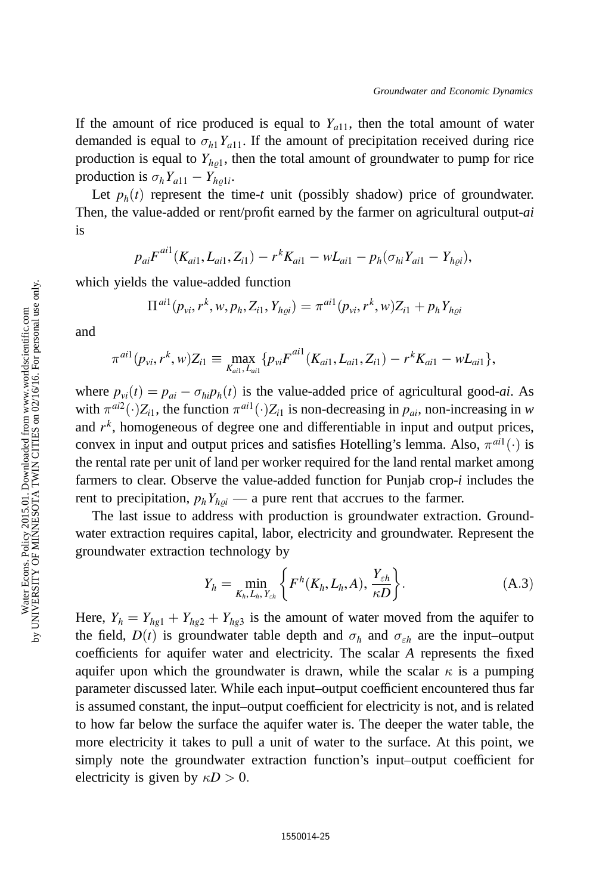If the amount of rice produced is equal to $Y_{a11}$, then the total amount of water demanded is equal to $\sigma_{h1} Y_{a11}$. If the amount of precipitation received during rice production is equal to $Y_{h\varrho 1}$, then the total amount of groundwater to pump for rice production is $\sigma_h Y_{a11} - Y_{h\varrho 1i}$.

Let $p_h(t)$ represent the time-$t$ unit (possibly shadow) price of groundwater. Then, the value-added or rent/profit earned by the farmer on agricultural output-$ai$ is

$$p_{ai} F^{ai1}(K_{ai1}, L_{ai1}, Z_{i1}) - r^k K_{ai1} - w L_{ai1} - p_h(\sigma_{hi} Y_{ai1} - Y_{h\varrho i}),$$

which yields the value-added function

$$\Pi^{ai1}(p_{vi}, r^k, w, p_h, Z_{i1}, Y_{h\varrho i}) = \pi^{ai1}(p_{vi}, r^k, w) Z_{i1} + p_h Y_{h\varrho i}$$

and

$$\pi^{ai1}(p_{vi}, r^k, w) Z_{i1} \equiv \max_{K_{ai1}, L_{ai1}} \{ p_{vi} F^{ai1}(K_{ai1}, L_{ai1}, Z_{i1}) - r^k K_{ai1} - w L_{ai1} \},$$

where $p_{vi}(t) = p_{ai} - \sigma_{hi} p_h(t)$ is the value-added price of agricultural good-$ai$. As with $\pi^{ai2}(\cdot) Z_{i1}$, the function $\pi^{ai1}(\cdot) Z_{i1}$ is non-decreasing in $p_{ai}$, non-increasing in $w$ and $r^k$, homogeneous of degree one and differentiable in input and output prices, convex in input and output prices and satisfies Hotelling's lemma. Also, $\pi^{ai1}(\cdot)$ is the rental rate per unit of land per worker required for the land rental market among farmers to clear. Observe the value-added function for Punjab crop-$i$ includes the rent to precipitation, $p_h Y_{h\varrho i}$ — a pure rent that accrues to the farmer.

The last issue to address with production is groundwater extraction. Groundwater extraction requires capital, labor, electricity and groundwater. Represent the groundwater extraction technology by

$$Y_h = \min_{K_h, L_h, Y_{\varepsilon h}} \left\{ F^h(K_h, L_h, A), \frac{Y_{\varepsilon h}}{\kappa D} \right\}. \tag{A.3}$$

Here, $Y_h = Y_{hg1} + Y_{hg2} + Y_{hg3}$ is the amount of water moved from the aquifer to the field, $D(t)$ is groundwater table depth and $\sigma_h$ and $\sigma_{\varepsilon h}$ are the input–output coefficients for aquifer water and electricity. The scalar $A$ represents the fixed aquifer upon which the groundwater is drawn, while the scalar $\kappa$ is a pumping parameter discussed later. While each input–output coefficient encountered thus far is assumed constant, the input–output coefficient for electricity is not, and is related to how far below the surface the aquifer water is. The deeper the water table, the more electricity it takes to pull a unit of water to the surface. At this point, we simply note the groundwater extraction function's input–output coefficient for electricity is given by $\kappa D > 0$.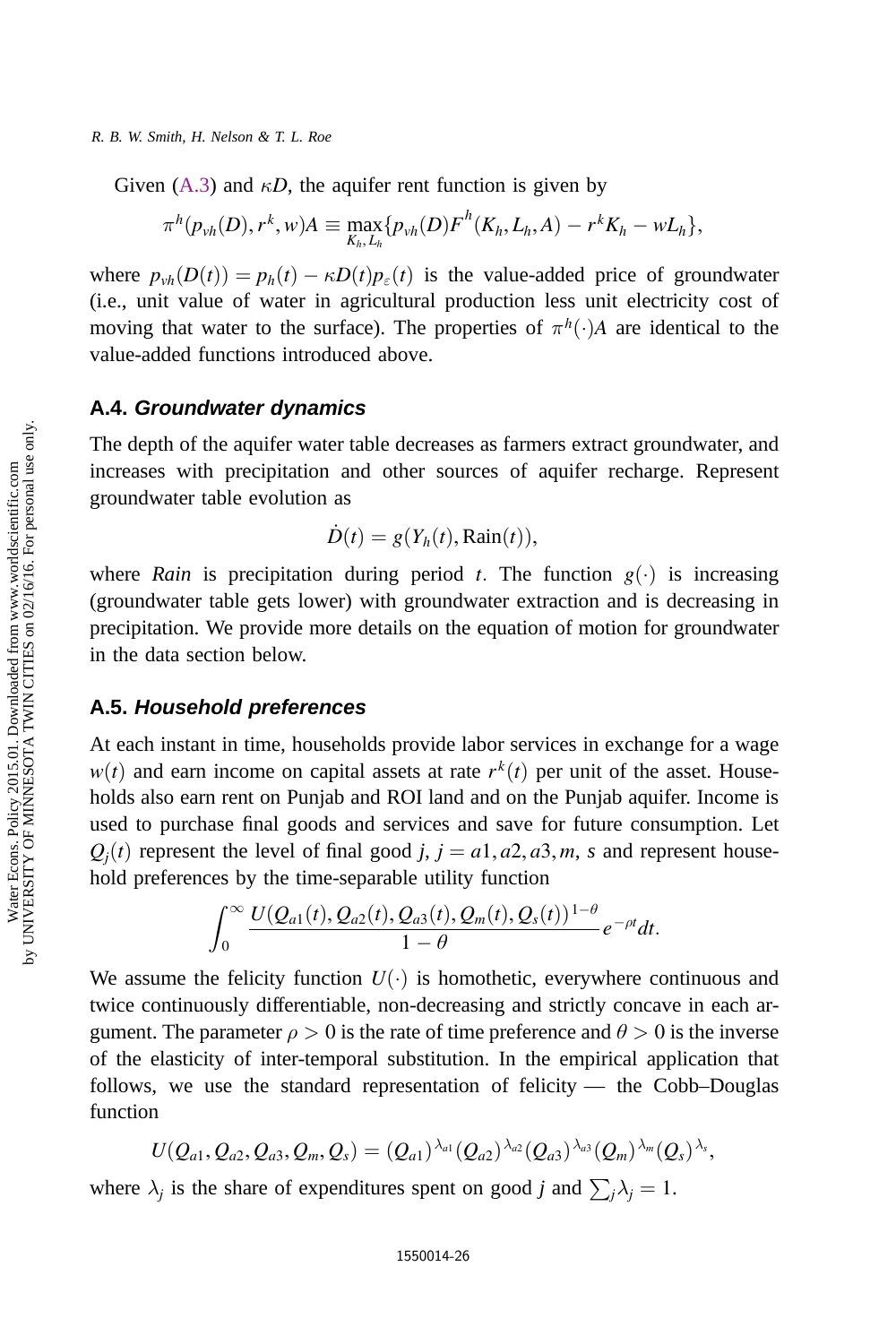Given (A.3) and $\kappa D$, the aquifer rent function is given by

$$\pi^h(p_{vh}(D), r^k, w)A \equiv \max_{K_h, L_h}\{p_{vh}(D)F^h(K_h, L_h, A) - r^k K_h - wL_h\},$$

where $p_{vh}(D(t)) = p_h(t) - \kappa D(t) p_\varepsilon(t)$ is the value-added price of groundwater (i.e., unit value of water in agricultural production less unit electricity cost of moving that water to the surface). The properties of $\pi^h(\cdot)A$ are identical to the value-added functions introduced above.

### A.4. *Groundwater dynamics*

The depth of the aquifer water table decreases as farmers extract groundwater, and increases with precipitation and other sources of aquifer recharge. Represent groundwater table evolution as

$$\dot{D}(t) = g(Y_h(t), \text{Rain}(t)),$$

where *Rain* is precipitation during period $t$. The function $g(\cdot)$ is increasing (groundwater table gets lower) with groundwater extraction and is decreasing in precipitation. We provide more details on the equation of motion for groundwater in the data section below.

### A.5. *Household preferences*

At each instant in time, households provide labor services in exchange for a wage $w(t)$ and earn income on capital assets at rate $r^k(t)$ per unit of the asset. Households also earn rent on Punjab and ROI land and on the Punjab aquifer. Income is used to purchase final goods and services and save for future consumption. Let $Q_j(t)$ represent the level of final good $j$, $j = a1, a2, a3, m, s$ and represent household preferences by the time-separable utility function

$$\int_0^\infty \frac{U(Q_{a1}(t), Q_{a2}(t), Q_{a3}(t), Q_m(t), Q_s(t))^{1-\theta}}{1-\theta} e^{-\rho t} dt.$$

We assume the felicity function $U(\cdot)$ is homothetic, everywhere continuous and twice continuously differentiable, non-decreasing and strictly concave in each argument. The parameter $\rho > 0$ is the rate of time preference and $\theta > 0$ is the inverse of the elasticity of inter-temporal substitution. In the empirical application that follows, we use the standard representation of felicity — the Cobb–Douglas function

$$U(Q_{a1}, Q_{a2}, Q_{a3}, Q_m, Q_s) = (Q_{a1})^{\lambda_{a1}}(Q_{a2})^{\lambda_{a2}}(Q_{a3})^{\lambda_{a3}}(Q_m)^{\lambda_m}(Q_s)^{\lambda_s},$$

where $\lambda_j$ is the share of expenditures spent on good $j$ and $\sum_j \lambda_j = 1$.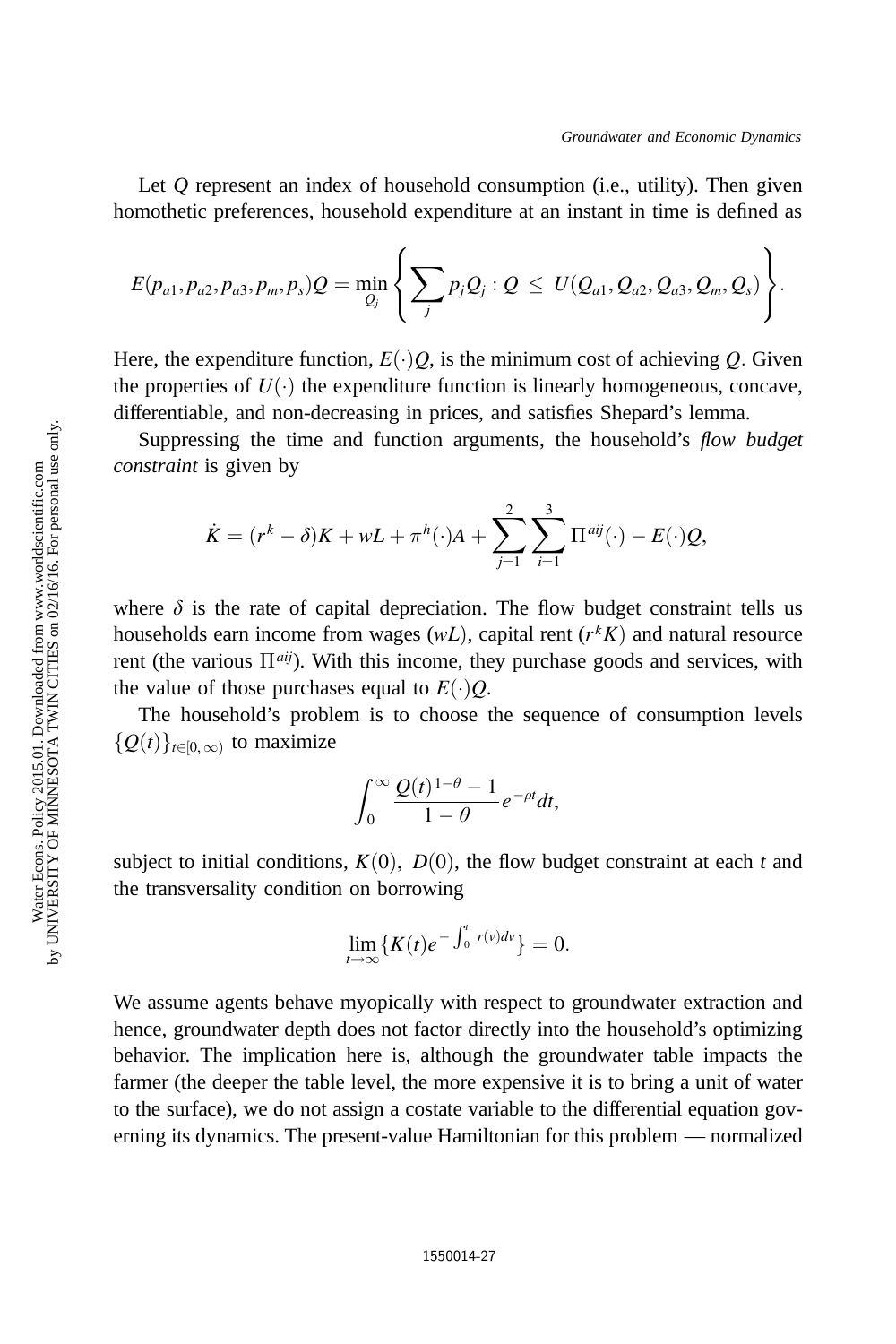Let $Q$ represent an index of household consumption (i.e., utility). Then given homothetic preferences, household expenditure at an instant in time is defined as

$$E(p_{a1}, p_{a2}, p_{a3}, p_m, p_s)Q = \min_{Q_j} \left\{ \sum_j p_j Q_j : Q \leq U(Q_{a1}, Q_{a2}, Q_{a3}, Q_m, Q_s) \right\}.$$

Here, the expenditure function, $E(\cdot)Q$, is the minimum cost of achieving $Q$. Given the properties of $U(\cdot)$ the expenditure function is linearly homogeneous, concave, differentiable, and non-decreasing in prices, and satisfies Shepard's lemma.

Suppressing the time and function arguments, the household's *flow budget constraint* is given by

$$\dot{K} = (r^k - \delta)K + wL + \pi^h(\cdot)A + \sum_{j=1}^{2} \sum_{i=1}^{3} \Pi^{aij}(\cdot) - E(\cdot)Q,$$

where $\delta$ is the rate of capital depreciation. The flow budget constraint tells us households earn income from wages ($wL$), capital rent ($r^k K$) and natural resource rent (the various $\Pi^{aij}$). With this income, they purchase goods and services, with the value of those purchases equal to $E(\cdot)Q$.

The household's problem is to choose the sequence of consumption levels $\{Q(t)\}_{t\in[0,\infty)}$ to maximize

$$\int_0^\infty \frac{Q(t)^{1-\theta} - 1}{1-\theta} e^{-\rho t} dt,$$

subject to initial conditions, $K(0)$, $D(0)$, the flow budget constraint at each $t$ and the transversality condition on borrowing

$$\lim_{t\to\infty} \{K(t) e^{-\int_0^t r(v)dv}\} = 0.$$

We assume agents behave myopically with respect to groundwater extraction and hence, groundwater depth does not factor directly into the household's optimizing behavior. The implication here is, although the groundwater table impacts the farmer (the deeper the table level, the more expensive it is to bring a unit of water to the surface), we do not assign a costate variable to the differential equation governing its dynamics. The present-value Hamiltonian for this problem — normalized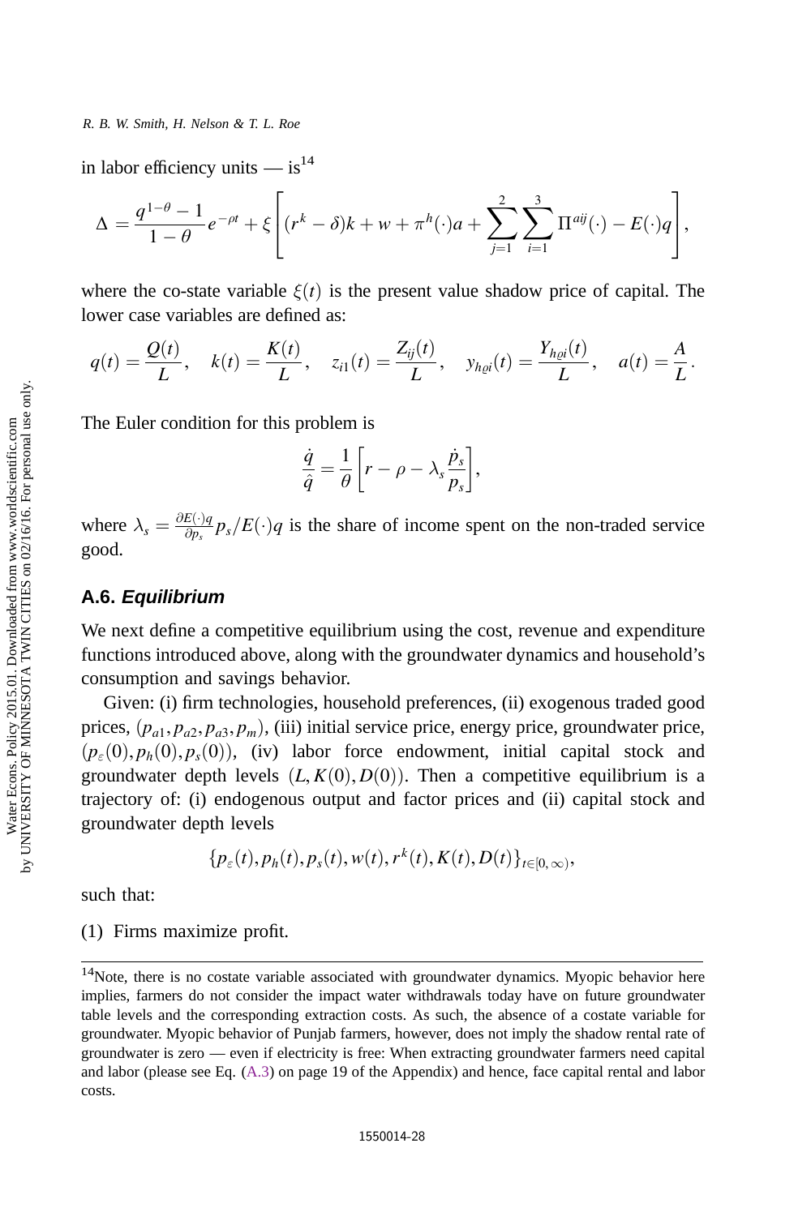in labor efficiency units — is[14]

$$\Delta = \frac{q^{1-\theta} - 1}{1-\theta} e^{-\rho t} + \xi \left[ (r^k - \delta)k + w + \pi^h(\cdot)a + \sum_{j=1}^{2} \sum_{i=1}^{3} \Pi^{aij}(\cdot) - E(\cdot)q \right],$$

where the co-state variable $\xi(t)$ is the present value shadow price of capital. The lower case variables are defined as:

$$q(t) = \frac{Q(t)}{L}, \quad k(t) = \frac{K(t)}{L}, \quad z_{i1}(t) = \frac{Z_{ij}(t)}{L}, \quad y_{h\varrho i}(t) = \frac{Y_{h\varrho i}(t)}{L}, \quad a(t) = \frac{A}{L}.$$

The Euler condition for this problem is

$$\frac{\dot{q}}{\hat{q}} = \frac{1}{\theta} \left[ r - \rho - \lambda_s \frac{\dot{p}_s}{p_s} \right],$$

where $\lambda_s = \frac{\partial E(\cdot)q}{\partial p_s} p_s / E(\cdot)q$ is the share of income spent on the non-traded service good.

### A.6. *Equilibrium*

We next define a competitive equilibrium using the cost, revenue and expenditure functions introduced above, along with the groundwater dynamics and household's consumption and savings behavior.

Given: (i) firm technologies, household preferences, (ii) exogenous traded good prices, $(p_{a1}, p_{a2}, p_{a3}, p_m)$, (iii) initial service price, energy price, groundwater price, $(p_\varepsilon(0), p_h(0), p_s(0))$, (iv) labor force endowment, initial capital stock and groundwater depth levels $(L, K(0), D(0))$. Then a competitive equilibrium is a trajectory of: (i) endogenous output and factor prices and (ii) capital stock and groundwater depth levels

$$\{p_\varepsilon(t), p_h(t), p_s(t), w(t), r^k(t), K(t), D(t)\}_{t \in [0,\infty)},$$

such that:

(1) Firms maximize profit.

---

[14] Note, there is no costate variable associated with groundwater dynamics. Myopic behavior here implies, farmers do not consider the impact water withdrawals today have on future groundwater table levels and the corresponding extraction costs. As such, the absence of a costate variable for groundwater. Myopic behavior of Punjab farmers, however, does not imply the shadow rental rate of groundwater is zero — even if electricity is free: When extracting groundwater farmers need capital and labor (please see Eq. (A.3) on page 19 of the Appendix) and hence, face capital rental and labor costs.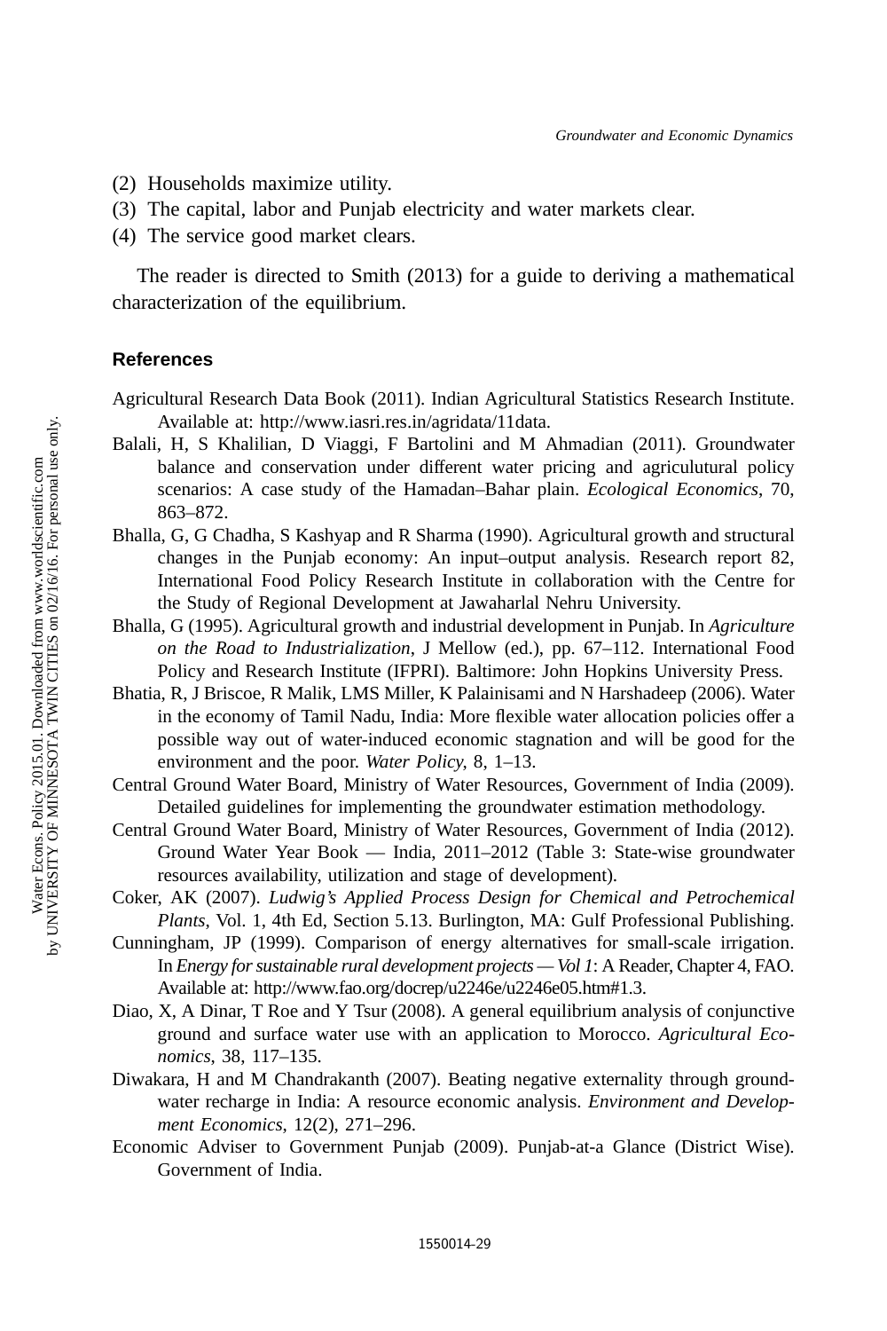(2) Households maximize utility.
(3) The capital, labor and Punjab electricity and water markets clear.
(4) The service good market clears.

The reader is directed to Smith (2013) for a guide to deriving a mathematical characterization of the equilibrium.

## References

Agricultural Research Data Book (2011). Indian Agricultural Statistics Research Institute. Available at: http://www.iasri.res.in/agridata/11data.

Balali, H, S Khalilian, D Viaggi, F Bartolini and M Ahmadian (2011). Groundwater balance and conservation under different water pricing and agriculutural policy scenarios: A case study of the Hamadan–Bahar plain. *Ecological Economics*, 70, 863–872.

Bhalla, G, G Chadha, S Kashyap and R Sharma (1990). Agricultural growth and structural changes in the Punjab economy: An input–output analysis. Research report 82, International Food Policy Research Institute in collaboration with the Centre for the Study of Regional Development at Jawaharlal Nehru University.

Bhalla, G (1995). Agricultural growth and industrial development in Punjab. In *Agriculture on the Road to Industrialization*, J Mellow (ed.), pp. 67–112. International Food Policy and Research Institute (IFPRI). Baltimore: John Hopkins University Press.

Bhatia, R, J Briscoe, R Malik, LMS Miller, K Palainisami and N Harshadeep (2006). Water in the economy of Tamil Nadu, India: More flexible water allocation policies offer a possible way out of water-induced economic stagnation and will be good for the environment and the poor. *Water Policy*, 8, 1–13.

Central Ground Water Board, Ministry of Water Resources, Government of India (2009). Detailed guidelines for implementing the groundwater estimation methodology.

Central Ground Water Board, Ministry of Water Resources, Government of India (2012). Ground Water Year Book — India, 2011–2012 (Table 3: State-wise groundwater resources availability, utilization and stage of development).

Coker, AK (2007). *Ludwig's Applied Process Design for Chemical and Petrochemical Plants*, Vol. 1, 4th Ed, Section 5.13. Burlington, MA: Gulf Professional Publishing.

Cunningham, JP (1999). Comparison of energy alternatives for small-scale irrigation. In *Energy for sustainable rural development projects — Vol 1*: A Reader, Chapter 4, FAO. Available at: http://www.fao.org/docrep/u2246e/u2246e05.htm#1.3.

Diao, X, A Dinar, T Roe and Y Tsur (2008). A general equilibrium analysis of conjunctive ground and surface water use with an application to Morocco. *Agricultural Economics*, 38, 117–135.

Diwakara, H and M Chandrakanth (2007). Beating negative externality through groundwater recharge in India: A resource economic analysis. *Environment and Development Economics*, 12(2), 271–296.

Economic Adviser to Government Punjab (2009). Punjab-at-a Glance (District Wise). Government of India.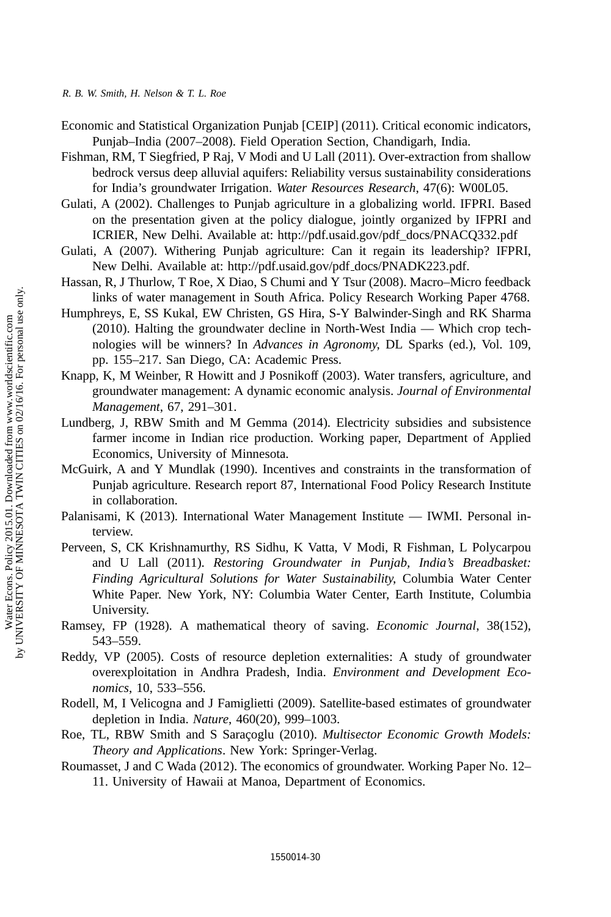Economic and Statistical Organization Punjab [CEIP] (2011). Critical economic indicators, Punjab–India (2007–2008). Field Operation Section, Chandigarh, India.

Fishman, RM, T Siegfried, P Raj, V Modi and U Lall (2011). Over-extraction from shallow bedrock versus deep alluvial aquifers: Reliability versus sustainability considerations for India's groundwater Irrigation. *Water Resources Research*, 47(6): W00L05.

Gulati, A (2002). Challenges to Punjab agriculture in a globalizing world. IFPRI. Based on the presentation given at the policy dialogue, jointly organized by IFPRI and ICRIER, New Delhi. Available at: http://pdf.usaid.gov/pdf_docs/PNACQ332.pdf

Gulati, A (2007). Withering Punjab agriculture: Can it regain its leadership? IFPRI, New Delhi. Available at: http://pdf.usaid.gov/pdf_docs/PNADK223.pdf.

Hassan, R, J Thurlow, T Roe, X Diao, S Chumi and Y Tsur (2008). Macro–Micro feedback links of water management in South Africa. Policy Research Working Paper 4768.

Humphreys, E, SS Kukal, EW Christen, GS Hira, S-Y Balwinder-Singh and RK Sharma (2010). Halting the groundwater decline in North-West India — Which crop technologies will be winners? In *Advances in Agronomy*, DL Sparks (ed.), Vol. 109, pp. 155–217. San Diego, CA: Academic Press.

Knapp, K, M Weinber, R Howitt and J Posnikoff (2003). Water transfers, agriculture, and groundwater management: A dynamic economic analysis. *Journal of Environmental Management*, 67, 291–301.

Lundberg, J, RBW Smith and M Gemma (2014). Electricity subsidies and subsistence farmer income in Indian rice production. Working paper, Department of Applied Economics, University of Minnesota.

McGuirk, A and Y Mundlak (1990). Incentives and constraints in the transformation of Punjab agriculture. Research report 87, International Food Policy Research Institute in collaboration.

Palanisami, K (2013). International Water Management Institute — IWMI. Personal interview.

Perveen, S, CK Krishnamurthy, RS Sidhu, K Vatta, V Modi, R Fishman, L Polycarpou and U Lall (2011). *Restoring Groundwater in Punjab, India's Breadbasket: Finding Agricultural Solutions for Water Sustainability*, Columbia Water Center White Paper. New York, NY: Columbia Water Center, Earth Institute, Columbia University.

Ramsey, FP (1928). A mathematical theory of saving. *Economic Journal*, 38(152), 543–559.

Reddy, VP (2005). Costs of resource depletion externalities: A study of groundwater overexploitation in Andhra Pradesh, India. *Environment and Development Economics*, 10, 533–556.

Rodell, M, I Velicogna and J Famiglietti (2009). Satellite-based estimates of groundwater depletion in India. *Nature*, 460(20), 999–1003.

Roe, TL, RBW Smith and S Saraçoglu (2010). *Multisector Economic Growth Models: Theory and Applications*. New York: Springer-Verlag.

Roumasset, J and C Wada (2012). The economics of groundwater. Working Paper No. 12–11. University of Hawaii at Manoa, Department of Economics.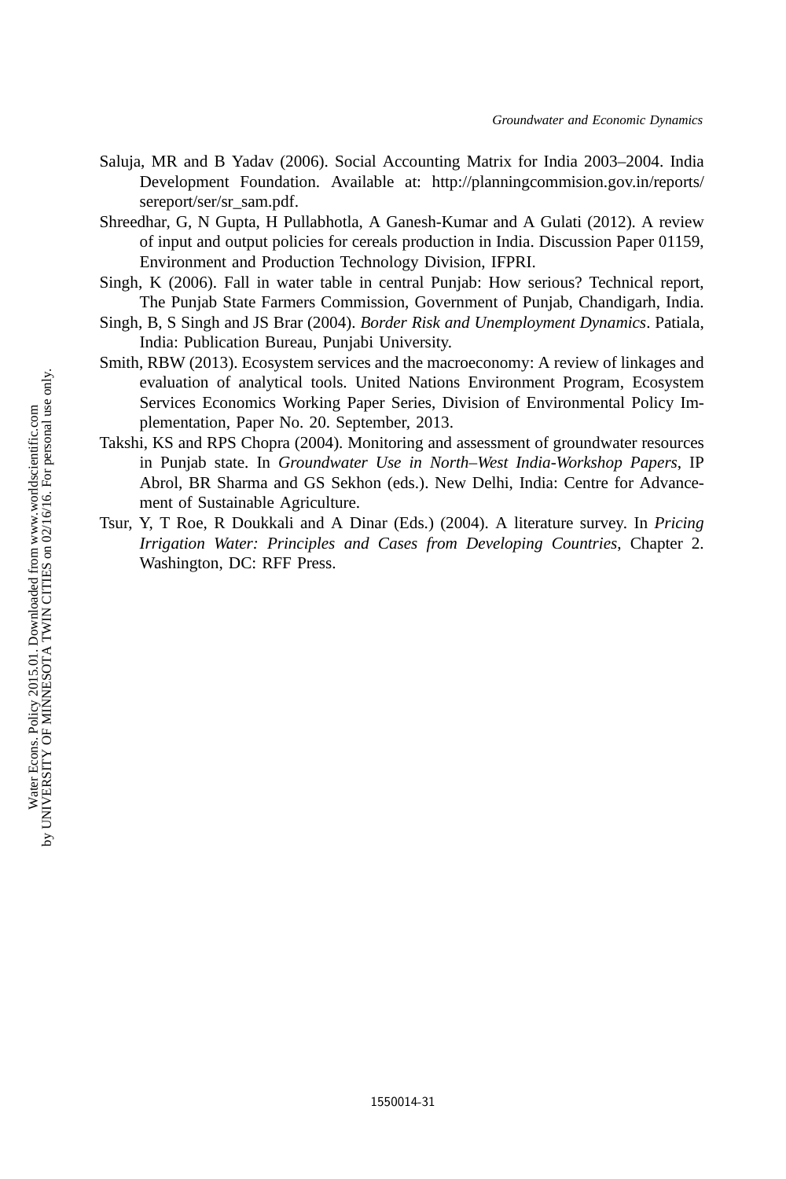Saluja, MR and B Yadav (2006). Social Accounting Matrix for India 2003–2004. India Development Foundation. Available at: http://planningcommision.gov.in/reports/sereport/ser/sr_sam.pdf.

Shreedhar, G, N Gupta, H Pullabhotla, A Ganesh-Kumar and A Gulati (2012). A review of input and output policies for cereals production in India. Discussion Paper 01159, Environment and Production Technology Division, IFPRI.

Singh, K (2006). Fall in water table in central Punjab: How serious? Technical report, The Punjab State Farmers Commission, Government of Punjab, Chandigarh, India.

Singh, B, S Singh and JS Brar (2004). *Border Risk and Unemployment Dynamics*. Patiala, India: Publication Bureau, Punjabi University.

Smith, RBW (2013). Ecosystem services and the macroeconomy: A review of linkages and evaluation of analytical tools. United Nations Environment Program, Ecosystem Services Economics Working Paper Series, Division of Environmental Policy Implementation, Paper No. 20. September, 2013.

Takshi, KS and RPS Chopra (2004). Monitoring and assessment of groundwater resources in Punjab state. In *Groundwater Use in North–West India-Workshop Papers*, IP Abrol, BR Sharma and GS Sekhon (eds.). New Delhi, India: Centre for Advancement of Sustainable Agriculture.

Tsur, Y, T Roe, R Doukkali and A Dinar (Eds.) (2004). A literature survey. In *Pricing Irrigation Water: Principles and Cases from Developing Countries*, Chapter 2. Washington, DC: RFF Press.